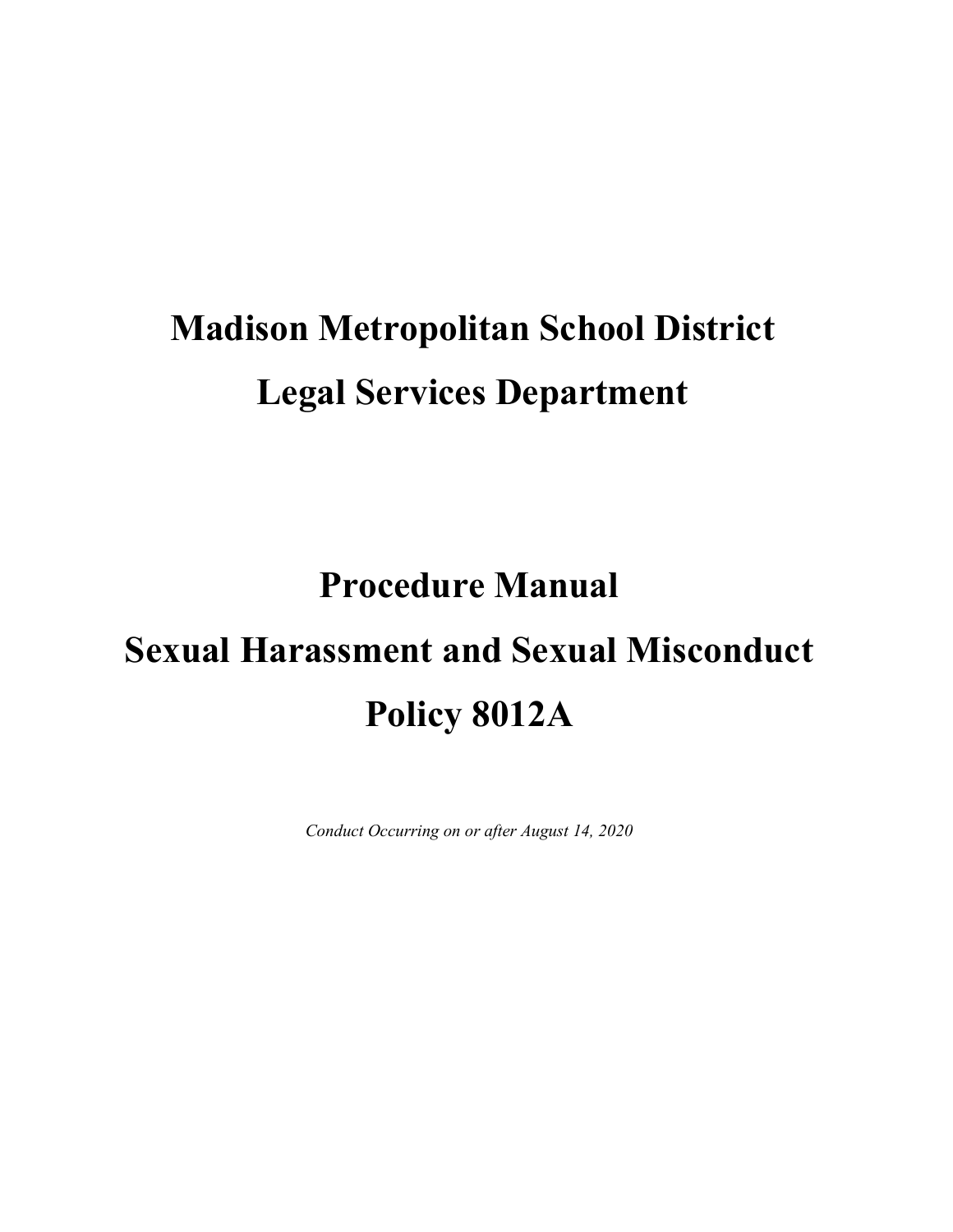# Madison Metropolitan School District

# Legal Services Department

# Procedure Manual

# Sexual Harassment and Sexual Misconduct

# Policy 8012A

*Conduct Occurring on or after August 14, 2020*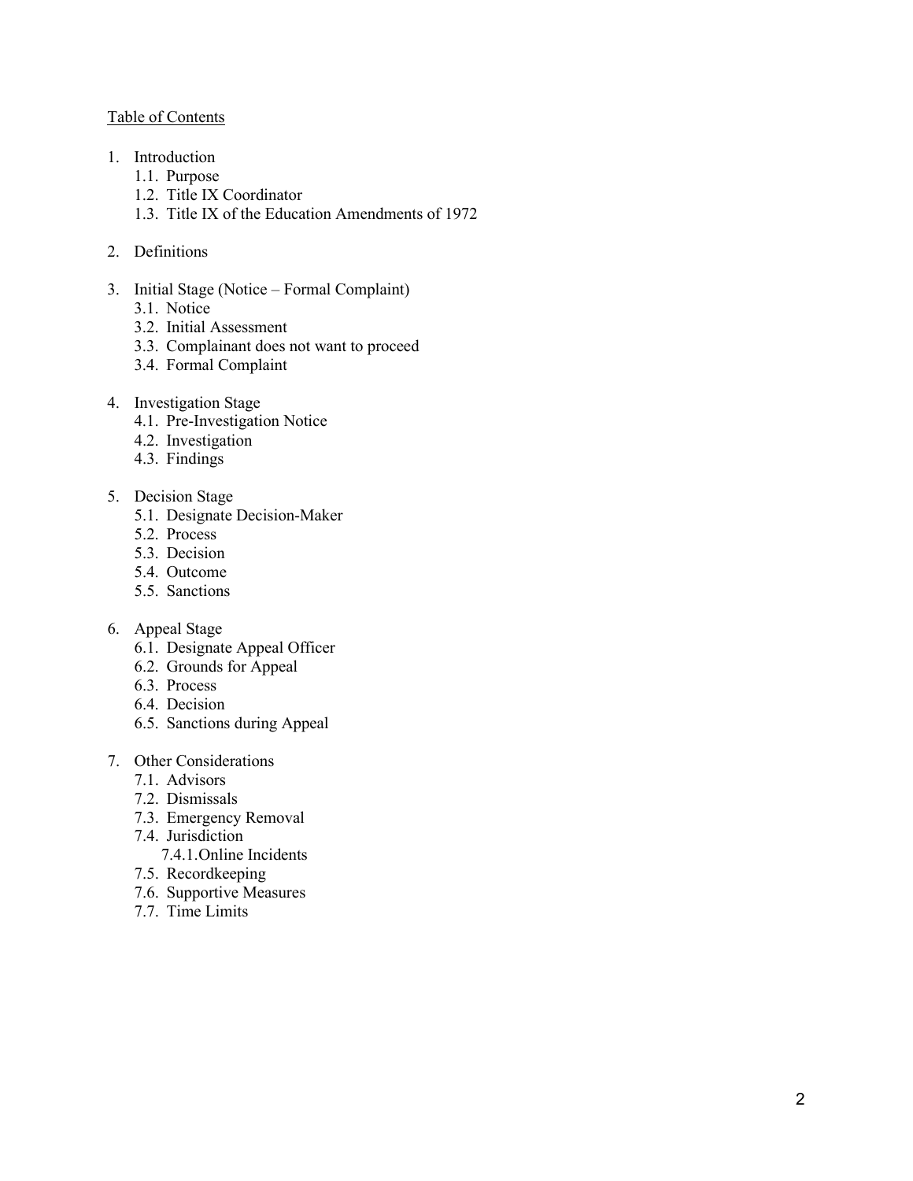Table of Contents

1. Introduction
   1.1. Purpose
   1.2. Title IX Coordinator
   1.3. Title IX of the Education Amendments of 1972

2. Definitions

3. Initial Stage (Notice – Formal Complaint)
   3.1. Notice
   3.2. Initial Assessment
   3.3. Complainant does not want to proceed
   3.4. Formal Complaint

4. Investigation Stage
   4.1. Pre-Investigation Notice
   4.2. Investigation
   4.3. Findings

5. Decision Stage
   5.1. Designate Decision-Maker
   5.2. Process
   5.3. Decision
   5.4. Outcome
   5.5. Sanctions

6. Appeal Stage
   6.1. Designate Appeal Officer
   6.2. Grounds for Appeal
   6.3. Process
   6.4. Decision
   6.5. Sanctions during Appeal

7. Other Considerations
   7.1. Advisors
   7.2. Dismissals
   7.3. Emergency Removal
   7.4. Jurisdiction
      7.4.1. Online Incidents
   7.5. Recordkeeping
   7.6. Supportive Measures
   7.7. Time Limits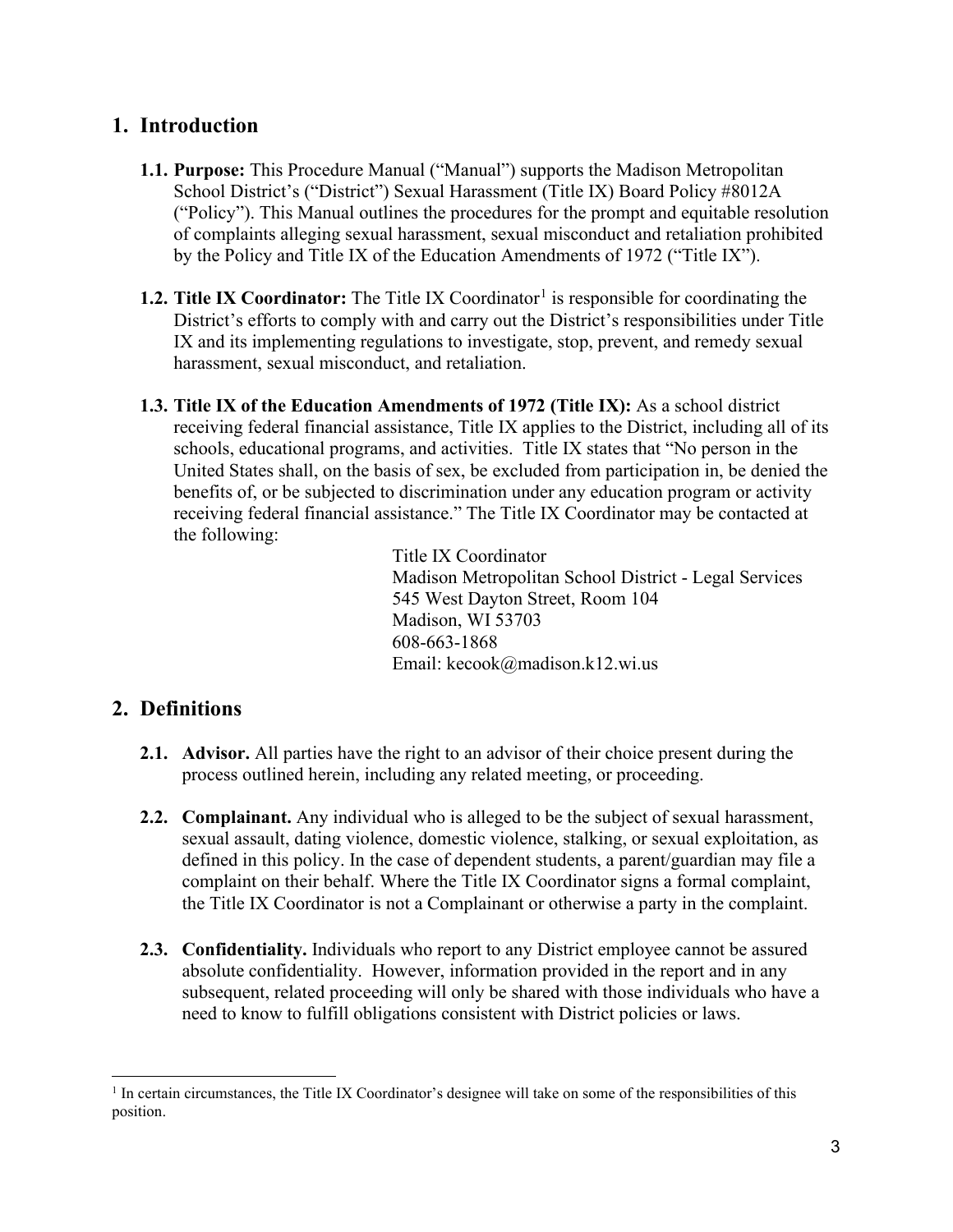## 1. Introduction

**1.1. Purpose:** This Procedure Manual ("Manual") supports the Madison Metropolitan School District's ("District") Sexual Harassment (Title IX) Board Policy #8012A ("Policy"). This Manual outlines the procedures for the prompt and equitable resolution of complaints alleging sexual harassment, sexual misconduct and retaliation prohibited by the Policy and Title IX of the Education Amendments of 1972 ("Title IX").

**1.2. Title IX Coordinator:** The Title IX Coordinator[1] is responsible for coordinating the District's efforts to comply with and carry out the District's responsibilities under Title IX and its implementing regulations to investigate, stop, prevent, and remedy sexual harassment, sexual misconduct, and retaliation.

**1.3. Title IX of the Education Amendments of 1972 (Title IX):** As a school district receiving federal financial assistance, Title IX applies to the District, including all of its schools, educational programs, and activities. Title IX states that "No person in the United States shall, on the basis of sex, be excluded from participation in, be denied the benefits of, or be subjected to discrimination under any education program or activity receiving federal financial assistance." The Title IX Coordinator may be contacted at the following:

Title IX Coordinator
Madison Metropolitan School District - Legal Services
545 West Dayton Street, Room 104
Madison, WI 53703
608-663-1868
Email: kecook@madison.k12.wi.us

## 2. Definitions

**2.1. Advisor.** All parties have the right to an advisor of their choice present during the process outlined herein, including any related meeting, or proceeding.

**2.2. Complainant.** Any individual who is alleged to be the subject of sexual harassment, sexual assault, dating violence, domestic violence, stalking, or sexual exploitation, as defined in this policy. In the case of dependent students, a parent/guardian may file a complaint on their behalf. Where the Title IX Coordinator signs a formal complaint, the Title IX Coordinator is not a Complainant or otherwise a party in the complaint.

**2.3. Confidentiality.** Individuals who report to any District employee cannot be assured absolute confidentiality. However, information provided in the report and in any subsequent, related proceeding will only be shared with those individuals who have a need to know to fulfill obligations consistent with District policies or laws.

[1] In certain circumstances, the Title IX Coordinator's designee will take on some of the responsibilities of this position.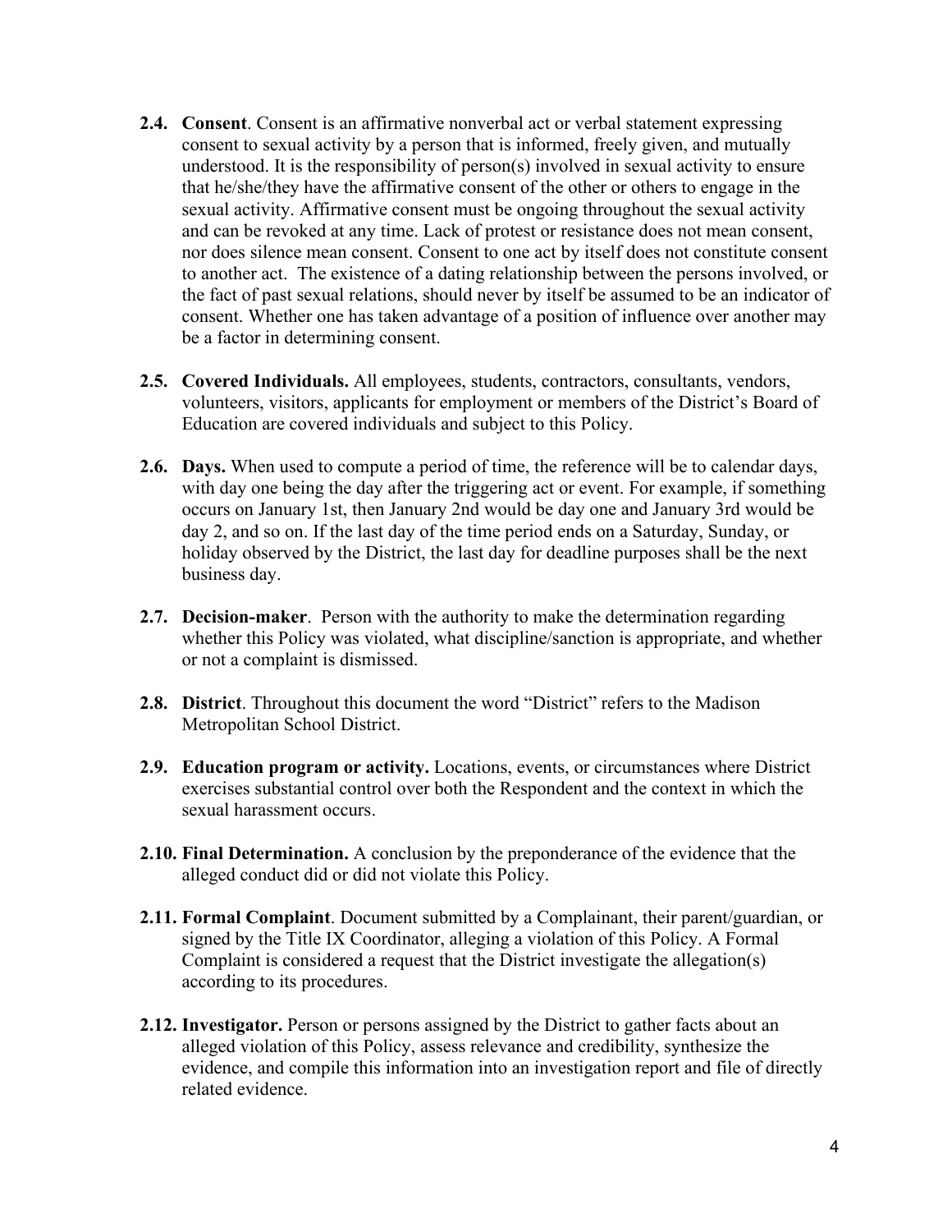**2.4. Consent**. Consent is an affirmative nonverbal act or verbal statement expressing consent to sexual activity by a person that is informed, freely given, and mutually understood. It is the responsibility of person(s) involved in sexual activity to ensure that he/she/they have the affirmative consent of the other or others to engage in the sexual activity. Affirmative consent must be ongoing throughout the sexual activity and can be revoked at any time. Lack of protest or resistance does not mean consent, nor does silence mean consent. Consent to one act by itself does not constitute consent to another act. The existence of a dating relationship between the persons involved, or the fact of past sexual relations, should never by itself be assumed to be an indicator of consent. Whether one has taken advantage of a position of influence over another may be a factor in determining consent.

**2.5. Covered Individuals.** All employees, students, contractors, consultants, vendors, volunteers, visitors, applicants for employment or members of the District's Board of Education are covered individuals and subject to this Policy.

**2.6. Days.** When used to compute a period of time, the reference will be to calendar days, with day one being the day after the triggering act or event. For example, if something occurs on January 1st, then January 2nd would be day one and January 3rd would be day 2, and so on. If the last day of the time period ends on a Saturday, Sunday, or holiday observed by the District, the last day for deadline purposes shall be the next business day.

**2.7. Decision-maker**. Person with the authority to make the determination regarding whether this Policy was violated, what discipline/sanction is appropriate, and whether or not a complaint is dismissed.

**2.8. District**. Throughout this document the word "District" refers to the Madison Metropolitan School District.

**2.9. Education program or activity.** Locations, events, or circumstances where District exercises substantial control over both the Respondent and the context in which the sexual harassment occurs.

**2.10. Final Determination.** A conclusion by the preponderance of the evidence that the alleged conduct did or did not violate this Policy.

**2.11. Formal Complaint**. Document submitted by a Complainant, their parent/guardian, or signed by the Title IX Coordinator, alleging a violation of this Policy. A Formal Complaint is considered a request that the District investigate the allegation(s) according to its procedures.

**2.12. Investigator.** Person or persons assigned by the District to gather facts about an alleged violation of this Policy, assess relevance and credibility, synthesize the evidence, and compile this information into an investigation report and file of directly related evidence.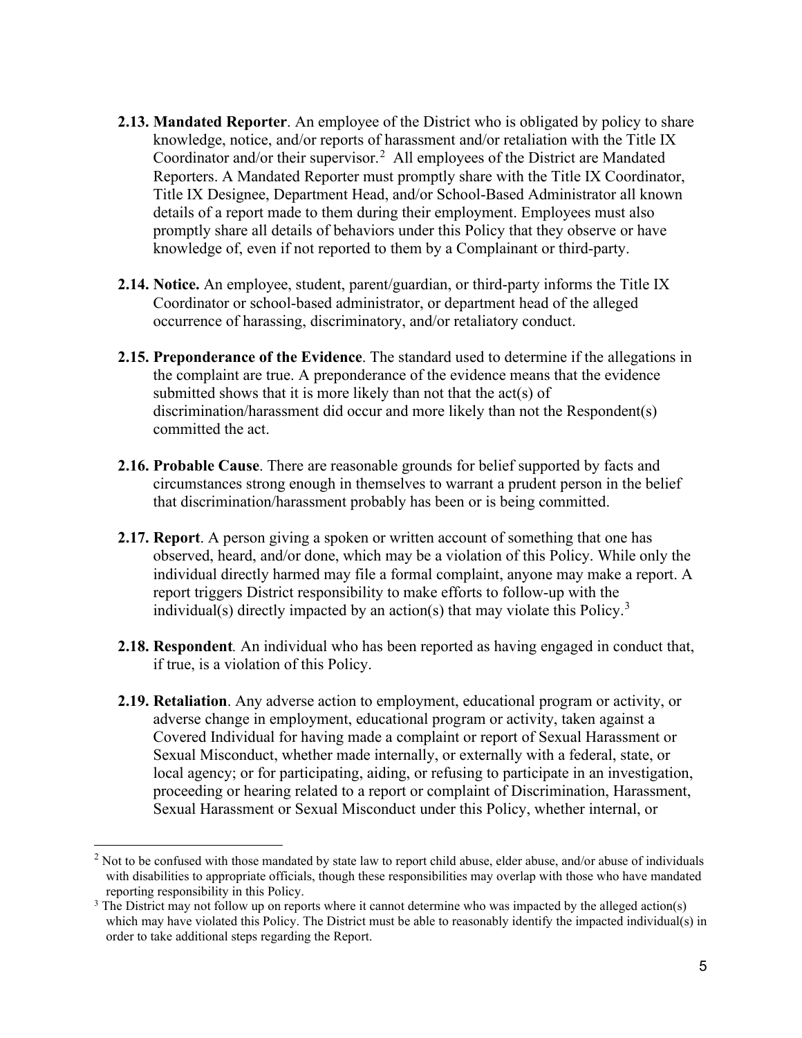**2.13. Mandated Reporter**. An employee of the District who is obligated by policy to share knowledge, notice, and/or reports of harassment and/or retaliation with the Title IX Coordinator and/or their supervisor.[2] All employees of the District are Mandated Reporters. A Mandated Reporter must promptly share with the Title IX Coordinator, Title IX Designee, Department Head, and/or School-Based Administrator all known details of a report made to them during their employment. Employees must also promptly share all details of behaviors under this Policy that they observe or have knowledge of, even if not reported to them by a Complainant or third-party.

**2.14. Notice.** An employee, student, parent/guardian, or third-party informs the Title IX Coordinator or school-based administrator, or department head of the alleged occurrence of harassing, discriminatory, and/or retaliatory conduct.

**2.15. Preponderance of the Evidence**. The standard used to determine if the allegations in the complaint are true. A preponderance of the evidence means that the evidence submitted shows that it is more likely than not that the act(s) of discrimination/harassment did occur and more likely than not the Respondent(s) committed the act.

**2.16. Probable Cause**. There are reasonable grounds for belief supported by facts and circumstances strong enough in themselves to warrant a prudent person in the belief that discrimination/harassment probably has been or is being committed.

**2.17. Report**. A person giving a spoken or written account of something that one has observed, heard, and/or done, which may be a violation of this Policy. While only the individual directly harmed may file a formal complaint, anyone may make a report. A report triggers District responsibility to make efforts to follow-up with the individual(s) directly impacted by an action(s) that may violate this Policy.[3]

**2.18. Respondent***.* An individual who has been reported as having engaged in conduct that, if true, is a violation of this Policy.

**2.19. Retaliation**. Any adverse action to employment, educational program or activity, or adverse change in employment, educational program or activity, taken against a Covered Individual for having made a complaint or report of Sexual Harassment or Sexual Misconduct, whether made internally, or externally with a federal, state, or local agency; or for participating, aiding, or refusing to participate in an investigation, proceeding or hearing related to a report or complaint of Discrimination, Harassment, Sexual Harassment or Sexual Misconduct under this Policy, whether internal, or

---

[2] Not to be confused with those mandated by state law to report child abuse, elder abuse, and/or abuse of individuals with disabilities to appropriate officials, though these responsibilities may overlap with those who have mandated reporting responsibility in this Policy.

[3] The District may not follow up on reports where it cannot determine who was impacted by the alleged action(s) which may have violated this Policy. The District must be able to reasonably identify the impacted individual(s) in order to take additional steps regarding the Report.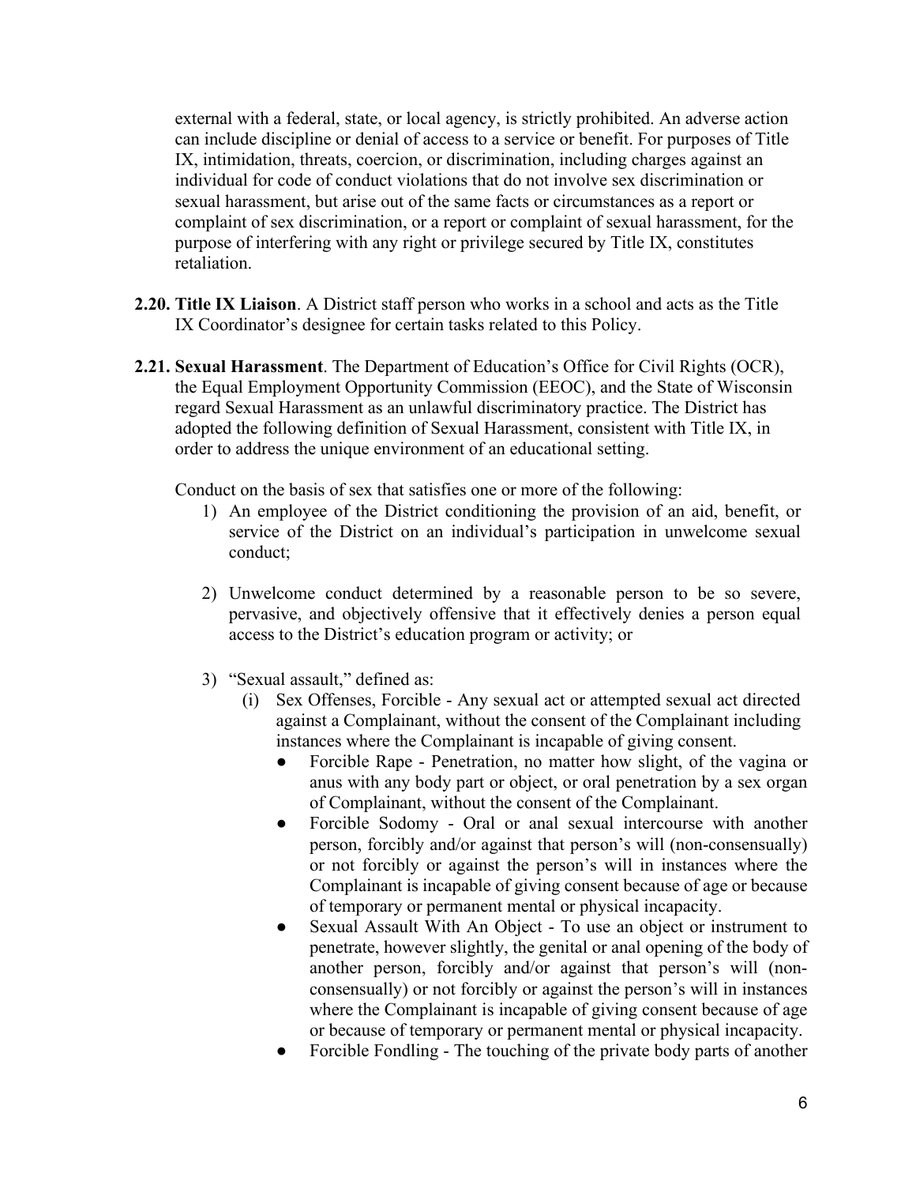external with a federal, state, or local agency, is strictly prohibited. An adverse action can include discipline or denial of access to a service or benefit. For purposes of Title IX, intimidation, threats, coercion, or discrimination, including charges against an individual for code of conduct violations that do not involve sex discrimination or sexual harassment, but arise out of the same facts or circumstances as a report or complaint of sex discrimination, or a report or complaint of sexual harassment, for the purpose of interfering with any right or privilege secured by Title IX, constitutes retaliation.

**2.20. Title IX Liaison**. A District staff person who works in a school and acts as the Title IX Coordinator's designee for certain tasks related to this Policy.

**2.21. Sexual Harassment**. The Department of Education's Office for Civil Rights (OCR), the Equal Employment Opportunity Commission (EEOC), and the State of Wisconsin regard Sexual Harassment as an unlawful discriminatory practice. The District has adopted the following definition of Sexual Harassment, consistent with Title IX, in order to address the unique environment of an educational setting.

Conduct on the basis of sex that satisfies one or more of the following:

1) An employee of the District conditioning the provision of an aid, benefit, or service of the District on an individual's participation in unwelcome sexual conduct;

2) Unwelcome conduct determined by a reasonable person to be so severe, pervasive, and objectively offensive that it effectively denies a person equal access to the District's education program or activity; or

3) "Sexual assault," defined as:
   (i) Sex Offenses, Forcible - Any sexual act or attempted sexual act directed against a Complainant, without the consent of the Complainant including instances where the Complainant is incapable of giving consent.
   - Forcible Rape - Penetration, no matter how slight, of the vagina or anus with any body part or object, or oral penetration by a sex organ of Complainant, without the consent of the Complainant.
   - Forcible Sodomy - Oral or anal sexual intercourse with another person, forcibly and/or against that person's will (non-consensually) or not forcibly or against the person's will in instances where the Complainant is incapable of giving consent because of age or because of temporary or permanent mental or physical incapacity.
   - Sexual Assault With An Object - To use an object or instrument to penetrate, however slightly, the genital or anal opening of the body of another person, forcibly and/or against that person's will (non-consensually) or not forcibly or against the person's will in instances where the Complainant is incapable of giving consent because of age or because of temporary or permanent mental or physical incapacity.
   - Forcible Fondling - The touching of the private body parts of another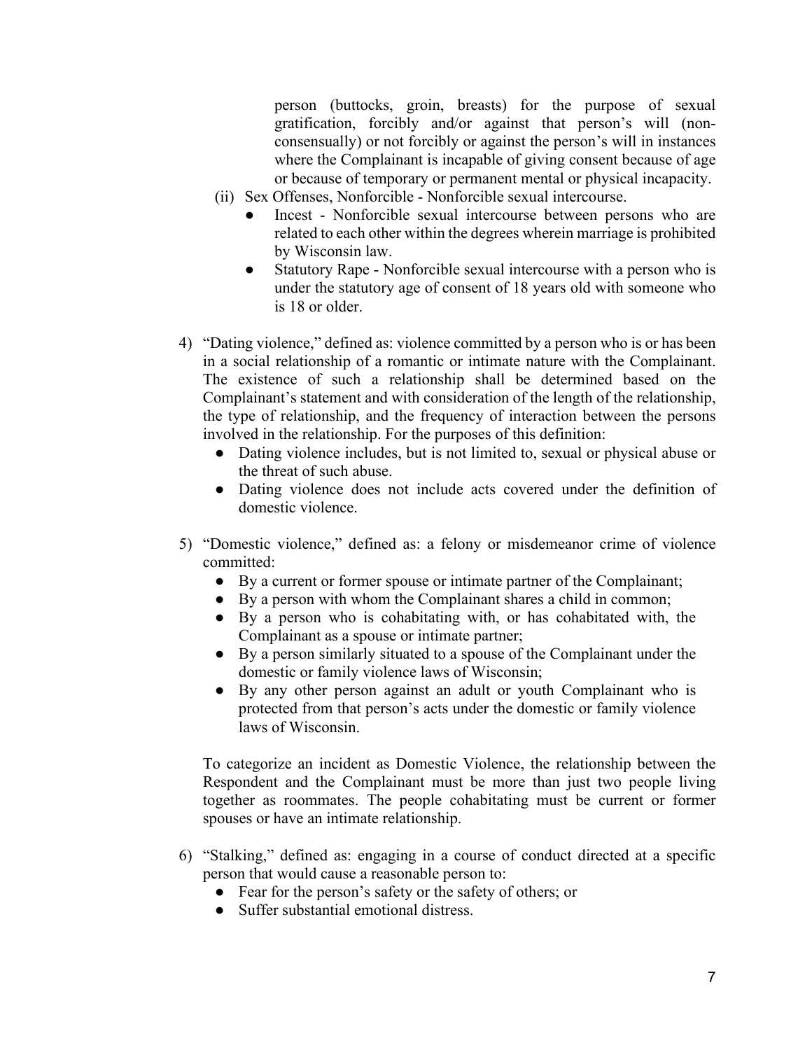person (buttocks, groin, breasts) for the purpose of sexual gratification, forcibly and/or against that person's will (non-consensually) or not forcibly or against the person's will in instances where the Complainant is incapable of giving consent because of age or because of temporary or permanent mental or physical incapacity.

(ii) Sex Offenses, Nonforcible - Nonforcible sexual intercourse.
   - Incest - Nonforcible sexual intercourse between persons who are related to each other within the degrees wherein marriage is prohibited by Wisconsin law.
   - Statutory Rape - Nonforcible sexual intercourse with a person who is under the statutory age of consent of 18 years old with someone who is 18 or older.

4) "Dating violence," defined as: violence committed by a person who is or has been in a social relationship of a romantic or intimate nature with the Complainant. The existence of such a relationship shall be determined based on the Complainant's statement and with consideration of the length of the relationship, the type of relationship, and the frequency of interaction between the persons involved in the relationship. For the purposes of this definition:
   - Dating violence includes, but is not limited to, sexual or physical abuse or the threat of such abuse.
   - Dating violence does not include acts covered under the definition of domestic violence.

5) "Domestic violence," defined as: a felony or misdemeanor crime of violence committed:
   - By a current or former spouse or intimate partner of the Complainant;
   - By a person with whom the Complainant shares a child in common;
   - By a person who is cohabitating with, or has cohabitated with, the Complainant as a spouse or intimate partner;
   - By a person similarly situated to a spouse of the Complainant under the domestic or family violence laws of Wisconsin;
   - By any other person against an adult or youth Complainant who is protected from that person's acts under the domestic or family violence laws of Wisconsin.

   To categorize an incident as Domestic Violence, the relationship between the Respondent and the Complainant must be more than just two people living together as roommates. The people cohabitating must be current or former spouses or have an intimate relationship.

6) "Stalking," defined as: engaging in a course of conduct directed at a specific person that would cause a reasonable person to:
   - Fear for the person's safety or the safety of others; or
   - Suffer substantial emotional distress.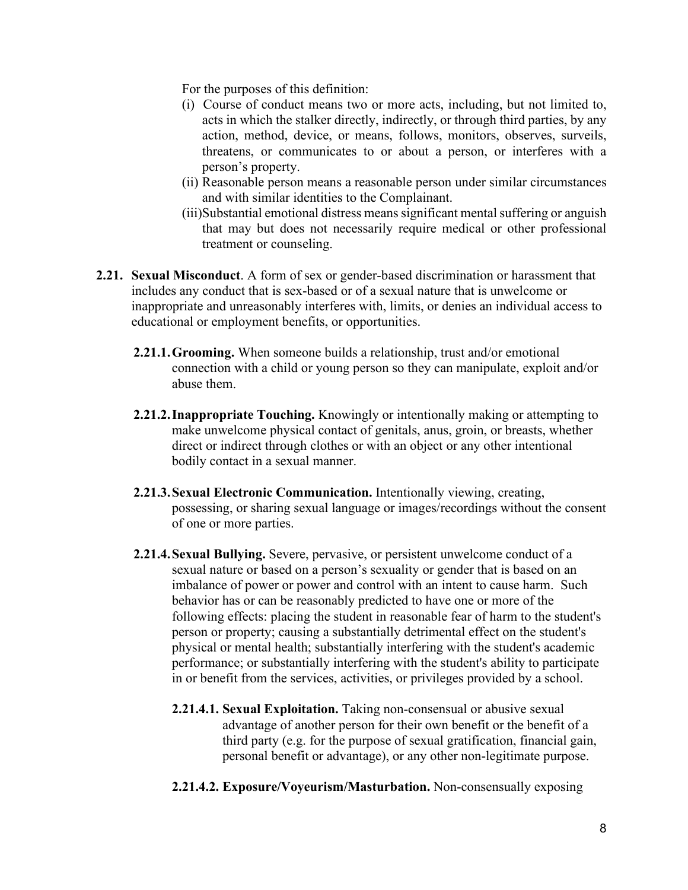For the purposes of this definition:

(i) Course of conduct means two or more acts, including, but not limited to, acts in which the stalker directly, indirectly, or through third parties, by any action, method, device, or means, follows, monitors, observes, surveils, threatens, or communicates to or about a person, or interferes with a person's property.

(ii) Reasonable person means a reasonable person under similar circumstances and with similar identities to the Complainant.

(iii) Substantial emotional distress means significant mental suffering or anguish that may but does not necessarily require medical or other professional treatment or counseling.

**2.21. Sexual Misconduct**. A form of sex or gender-based discrimination or harassment that includes any conduct that is sex-based or of a sexual nature that is unwelcome or inappropriate and unreasonably interferes with, limits, or denies an individual access to educational or employment benefits, or opportunities.

**2.21.1. Grooming.** When someone builds a relationship, trust and/or emotional connection with a child or young person so they can manipulate, exploit and/or abuse them.

**2.21.2. Inappropriate Touching.** Knowingly or intentionally making or attempting to make unwelcome physical contact of genitals, anus, groin, or breasts, whether direct or indirect through clothes or with an object or any other intentional bodily contact in a sexual manner.

**2.21.3. Sexual Electronic Communication.** Intentionally viewing, creating, possessing, or sharing sexual language or images/recordings without the consent of one or more parties.

**2.21.4. Sexual Bullying.** Severe, pervasive, or persistent unwelcome conduct of a sexual nature or based on a person's sexuality or gender that is based on an imbalance of power or power and control with an intent to cause harm. Such behavior has or can be reasonably predicted to have one or more of the following effects: placing the student in reasonable fear of harm to the student's person or property; causing a substantially detrimental effect on the student's physical or mental health; substantially interfering with the student's academic performance; or substantially interfering with the student's ability to participate in or benefit from the services, activities, or privileges provided by a school.

**2.21.4.1. Sexual Exploitation.** Taking non-consensual or abusive sexual advantage of another person for their own benefit or the benefit of a third party (e.g. for the purpose of sexual gratification, financial gain, personal benefit or advantage), or any other non-legitimate purpose.

**2.21.4.2. Exposure/Voyeurism/Masturbation.** Non-consensually exposing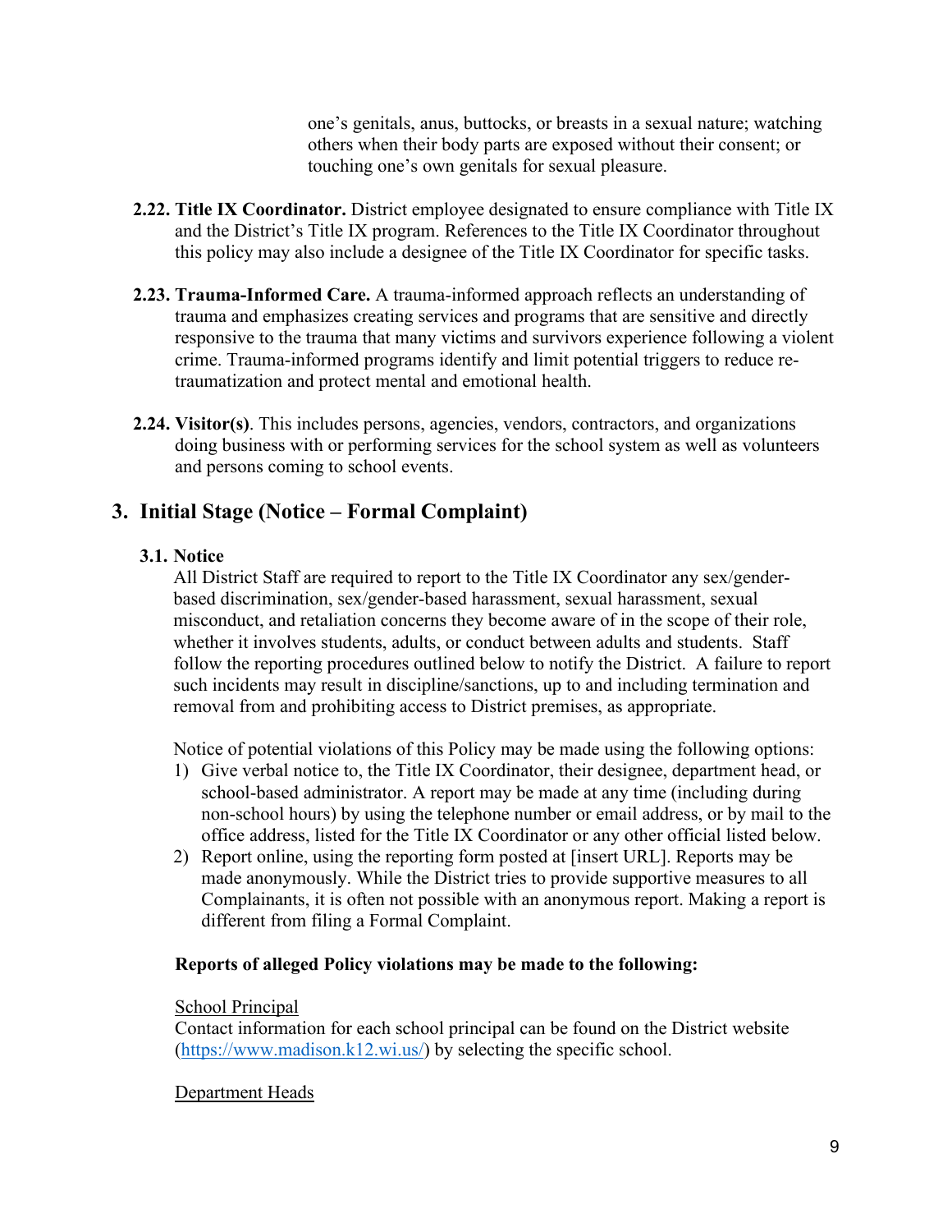one's genitals, anus, buttocks, or breasts in a sexual nature; watching others when their body parts are exposed without their consent; or touching one's own genitals for sexual pleasure.

**2.22. Title IX Coordinator.** District employee designated to ensure compliance with Title IX and the District's Title IX program. References to the Title IX Coordinator throughout this policy may also include a designee of the Title IX Coordinator for specific tasks.

**2.23. Trauma-Informed Care.** A trauma-informed approach reflects an understanding of trauma and emphasizes creating services and programs that are sensitive and directly responsive to the trauma that many victims and survivors experience following a violent crime. Trauma-informed programs identify and limit potential triggers to reduce re-traumatization and protect mental and emotional health.

**2.24. Visitor(s)**. This includes persons, agencies, vendors, contractors, and organizations doing business with or performing services for the school system as well as volunteers and persons coming to school events.

## 3. Initial Stage (Notice – Formal Complaint)

### 3.1. Notice

All District Staff are required to report to the Title IX Coordinator any sex/gender-based discrimination, sex/gender-based harassment, sexual harassment, sexual misconduct, and retaliation concerns they become aware of in the scope of their role, whether it involves students, adults, or conduct between adults and students. Staff follow the reporting procedures outlined below to notify the District. A failure to report such incidents may result in discipline/sanctions, up to and including termination and removal from and prohibiting access to District premises, as appropriate.

Notice of potential violations of this Policy may be made using the following options:

1) Give verbal notice to, the Title IX Coordinator, their designee, department head, or school-based administrator. A report may be made at any time (including during non-school hours) by using the telephone number or email address, or by mail to the office address, listed for the Title IX Coordinator or any other official listed below.
2) Report online, using the reporting form posted at [insert URL]. Reports may be made anonymously. While the District tries to provide supportive measures to all Complainants, it is often not possible with an anonymous report. Making a report is different from filing a Formal Complaint.

**Reports of alleged Policy violations may be made to the following:**

<u>School Principal</u>
Contact information for each school principal can be found on the District website (https://www.madison.k12.wi.us/) by selecting the specific school.

<u>Department Heads</u>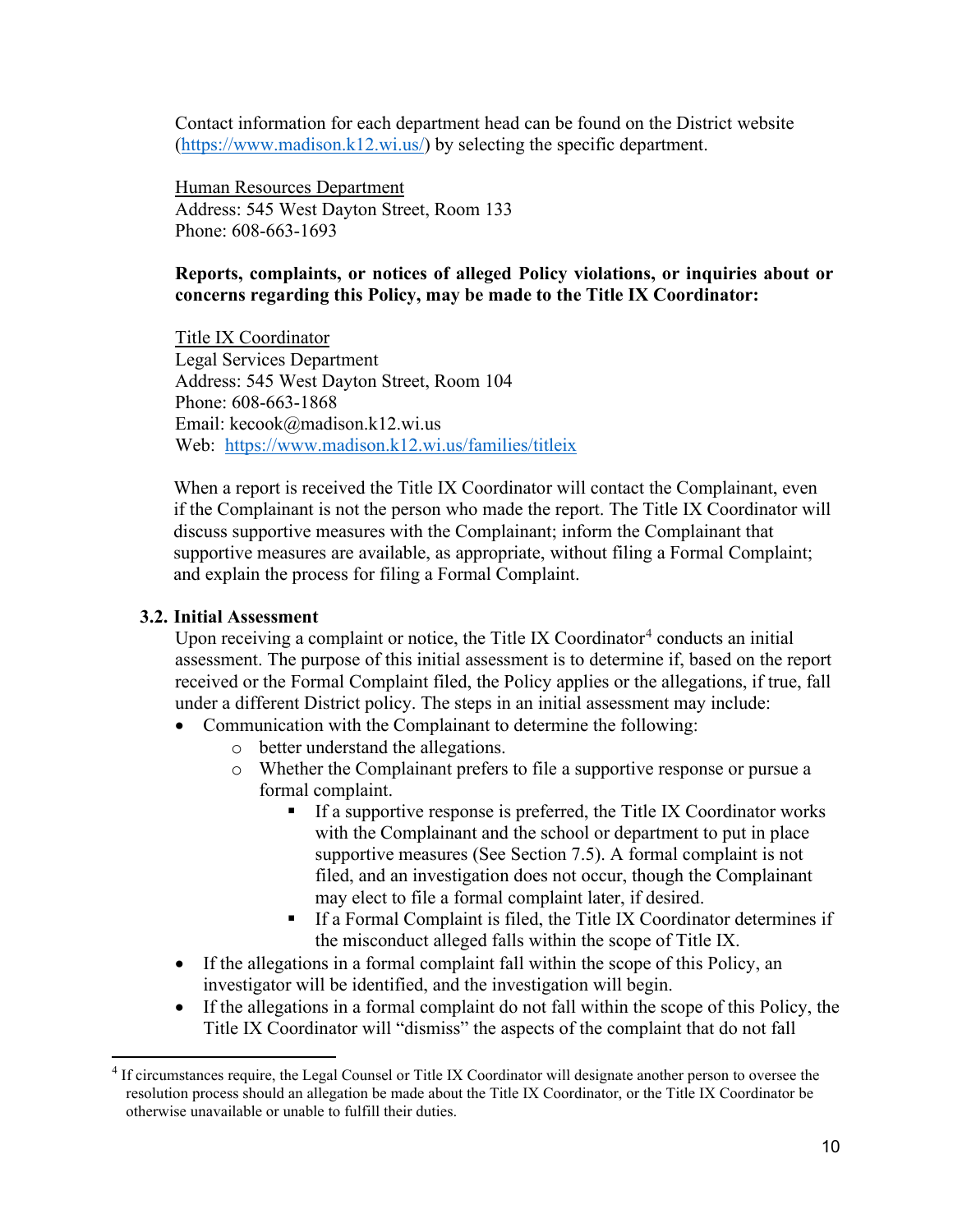Contact information for each department head can be found on the District website (https://www.madison.k12.wi.us/) by selecting the specific department.

Human Resources Department
Address: 545 West Dayton Street, Room 133
Phone: 608-663-1693

**Reports, complaints, or notices of alleged Policy violations, or inquiries about or concerns regarding this Policy, may be made to the Title IX Coordinator:**

Title IX Coordinator
Legal Services Department
Address: 545 West Dayton Street, Room 104
Phone: 608-663-1868
Email: kecook@madison.k12.wi.us
Web: https://www.madison.k12.wi.us/families/titleix

When a report is received the Title IX Coordinator will contact the Complainant, even if the Complainant is not the person who made the report. The Title IX Coordinator will discuss supportive measures with the Complainant; inform the Complainant that supportive measures are available, as appropriate, without filing a Formal Complaint; and explain the process for filing a Formal Complaint.

### 3.2. Initial Assessment

Upon receiving a complaint or notice, the Title IX Coordinator[4] conducts an initial assessment. The purpose of this initial assessment is to determine if, based on the report received or the Formal Complaint filed, the Policy applies or the allegations, if true, fall under a different District policy. The steps in an initial assessment may include:

- Communication with the Complainant to determine the following:
  - better understand the allegations.
  - Whether the Complainant prefers to file a supportive response or pursue a formal complaint.
    - If a supportive response is preferred, the Title IX Coordinator works with the Complainant and the school or department to put in place supportive measures (See Section 7.5). A formal complaint is not filed, and an investigation does not occur, though the Complainant may elect to file a formal complaint later, if desired.
    - If a Formal Complaint is filed, the Title IX Coordinator determines if the misconduct alleged falls within the scope of Title IX.
- If the allegations in a formal complaint fall within the scope of this Policy, an investigator will be identified, and the investigation will begin.
- If the allegations in a formal complaint do not fall within the scope of this Policy, the Title IX Coordinator will "dismiss" the aspects of the complaint that do not fall

[4] If circumstances require, the Legal Counsel or Title IX Coordinator will designate another person to oversee the resolution process should an allegation be made about the Title IX Coordinator, or the Title IX Coordinator be otherwise unavailable or unable to fulfill their duties.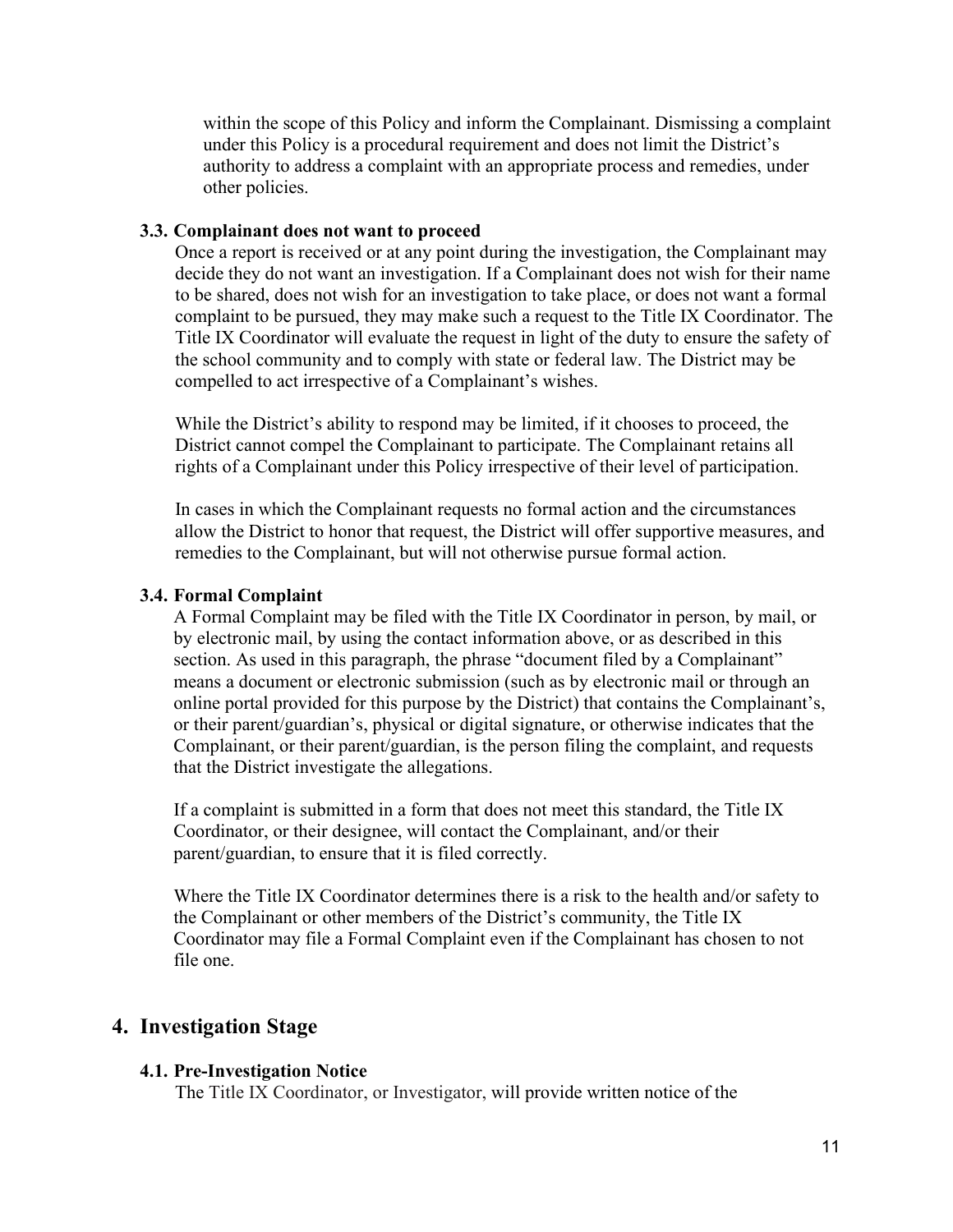within the scope of this Policy and inform the Complainant. Dismissing a complaint under this Policy is a procedural requirement and does not limit the District's authority to address a complaint with an appropriate process and remedies, under other policies.

### 3.3. Complainant does not want to proceed

Once a report is received or at any point during the investigation, the Complainant may decide they do not want an investigation. If a Complainant does not wish for their name to be shared, does not wish for an investigation to take place, or does not want a formal complaint to be pursued, they may make such a request to the Title IX Coordinator. The Title IX Coordinator will evaluate the request in light of the duty to ensure the safety of the school community and to comply with state or federal law. The District may be compelled to act irrespective of a Complainant's wishes.

While the District's ability to respond may be limited, if it chooses to proceed, the District cannot compel the Complainant to participate. The Complainant retains all rights of a Complainant under this Policy irrespective of their level of participation.

In cases in which the Complainant requests no formal action and the circumstances allow the District to honor that request, the District will offer supportive measures, and remedies to the Complainant, but will not otherwise pursue formal action.

### 3.4. Formal Complaint

A Formal Complaint may be filed with the Title IX Coordinator in person, by mail, or by electronic mail, by using the contact information above, or as described in this section. As used in this paragraph, the phrase "document filed by a Complainant" means a document or electronic submission (such as by electronic mail or through an online portal provided for this purpose by the District) that contains the Complainant's, or their parent/guardian's, physical or digital signature, or otherwise indicates that the Complainant, or their parent/guardian, is the person filing the complaint, and requests that the District investigate the allegations.

If a complaint is submitted in a form that does not meet this standard, the Title IX Coordinator, or their designee, will contact the Complainant, and/or their parent/guardian, to ensure that it is filed correctly.

Where the Title IX Coordinator determines there is a risk to the health and/or safety to the Complainant or other members of the District's community, the Title IX Coordinator may file a Formal Complaint even if the Complainant has chosen to not file one.

## 4. Investigation Stage

### 4.1. Pre-Investigation Notice

The Title IX Coordinator, or Investigator, will provide written notice of the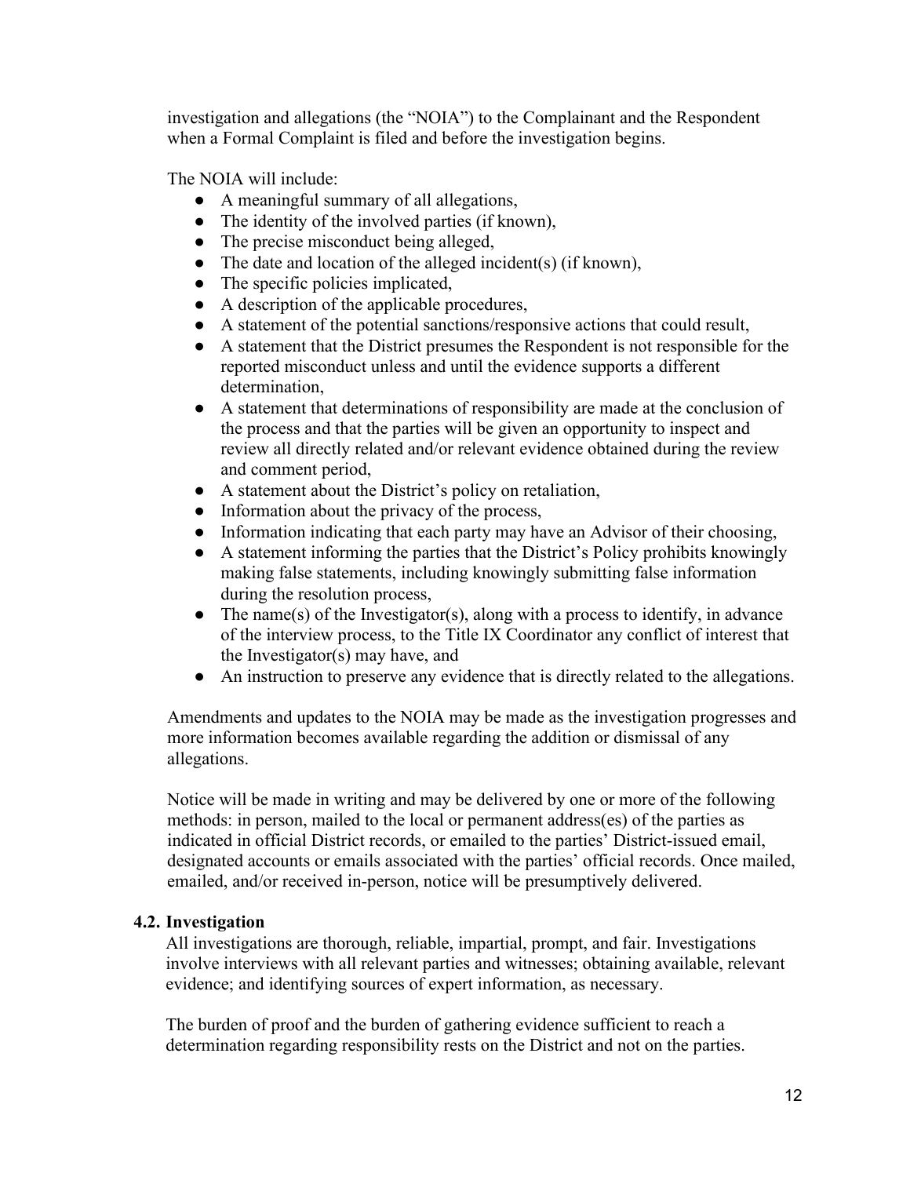investigation and allegations (the "NOIA") to the Complainant and the Respondent when a Formal Complaint is filed and before the investigation begins.

The NOIA will include:

- A meaningful summary of all allegations,
- The identity of the involved parties (if known),
- The precise misconduct being alleged,
- The date and location of the alleged incident(s) (if known),
- The specific policies implicated,
- A description of the applicable procedures,
- A statement of the potential sanctions/responsive actions that could result,
- A statement that the District presumes the Respondent is not responsible for the reported misconduct unless and until the evidence supports a different determination,
- A statement that determinations of responsibility are made at the conclusion of the process and that the parties will be given an opportunity to inspect and review all directly related and/or relevant evidence obtained during the review and comment period,
- A statement about the District's policy on retaliation,
- Information about the privacy of the process,
- Information indicating that each party may have an Advisor of their choosing,
- A statement informing the parties that the District's Policy prohibits knowingly making false statements, including knowingly submitting false information during the resolution process,
- The name(s) of the Investigator(s), along with a process to identify, in advance of the interview process, to the Title IX Coordinator any conflict of interest that the Investigator(s) may have, and
- An instruction to preserve any evidence that is directly related to the allegations.

Amendments and updates to the NOIA may be made as the investigation progresses and more information becomes available regarding the addition or dismissal of any allegations.

Notice will be made in writing and may be delivered by one or more of the following methods: in person, mailed to the local or permanent address(es) of the parties as indicated in official District records, or emailed to the parties' District-issued email, designated accounts or emails associated with the parties' official records. Once mailed, emailed, and/or received in-person, notice will be presumptively delivered.

### 4.2. Investigation

All investigations are thorough, reliable, impartial, prompt, and fair. Investigations involve interviews with all relevant parties and witnesses; obtaining available, relevant evidence; and identifying sources of expert information, as necessary.

The burden of proof and the burden of gathering evidence sufficient to reach a determination regarding responsibility rests on the District and not on the parties.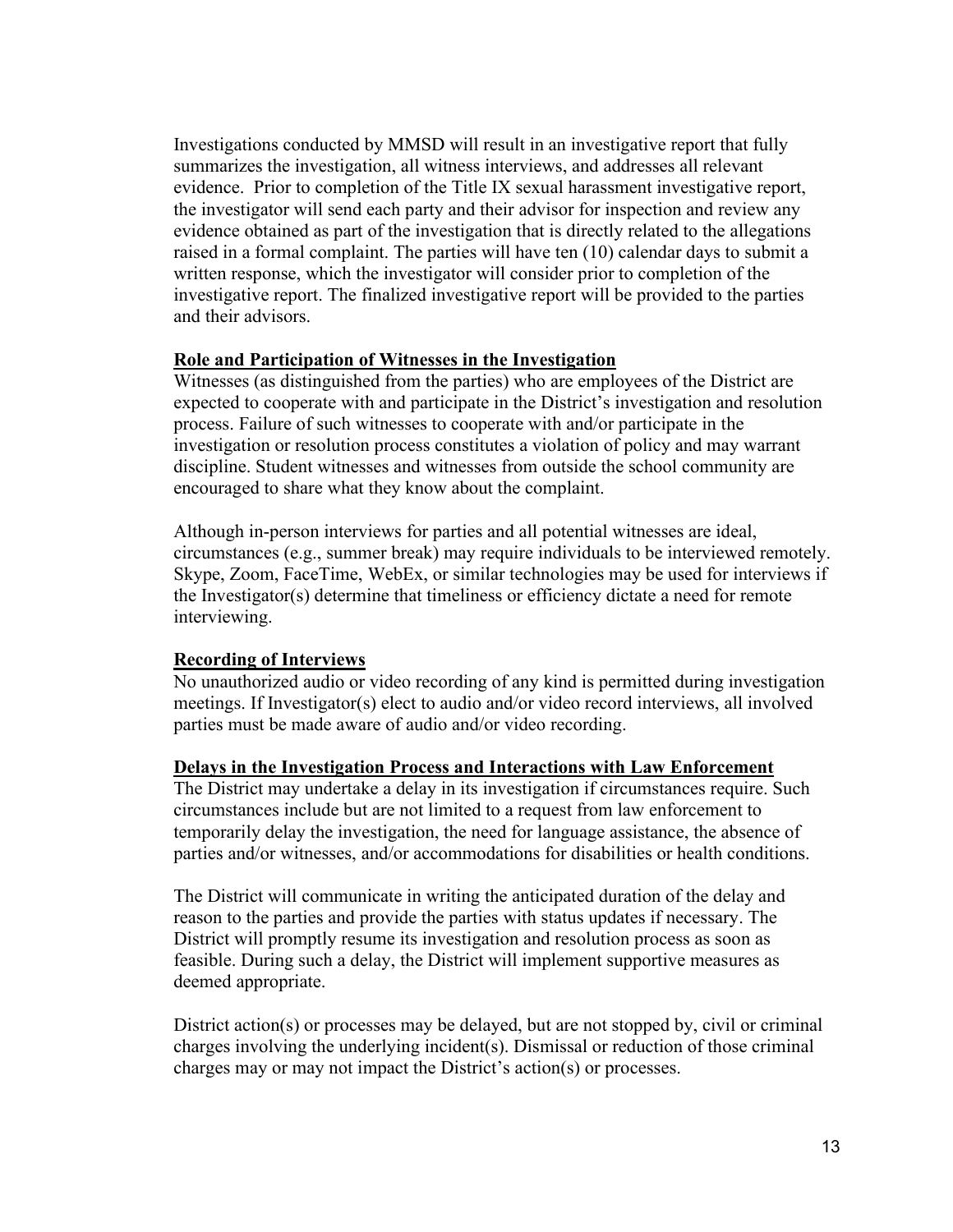Investigations conducted by MMSD will result in an investigative report that fully summarizes the investigation, all witness interviews, and addresses all relevant evidence. Prior to completion of the Title IX sexual harassment investigative report, the investigator will send each party and their advisor for inspection and review any evidence obtained as part of the investigation that is directly related to the allegations raised in a formal complaint. The parties will have ten (10) calendar days to submit a written response, which the investigator will consider prior to completion of the investigative report. The finalized investigative report will be provided to the parties and their advisors.

**Role and Participation of Witnesses in the Investigation**

Witnesses (as distinguished from the parties) who are employees of the District are expected to cooperate with and participate in the District's investigation and resolution process. Failure of such witnesses to cooperate with and/or participate in the investigation or resolution process constitutes a violation of policy and may warrant discipline. Student witnesses and witnesses from outside the school community are encouraged to share what they know about the complaint.

Although in-person interviews for parties and all potential witnesses are ideal, circumstances (e.g., summer break) may require individuals to be interviewed remotely. Skype, Zoom, FaceTime, WebEx, or similar technologies may be used for interviews if the Investigator(s) determine that timeliness or efficiency dictate a need for remote interviewing.

**Recording of Interviews**

No unauthorized audio or video recording of any kind is permitted during investigation meetings. If Investigator(s) elect to audio and/or video record interviews, all involved parties must be made aware of audio and/or video recording.

**Delays in the Investigation Process and Interactions with Law Enforcement**

The District may undertake a delay in its investigation if circumstances require. Such circumstances include but are not limited to a request from law enforcement to temporarily delay the investigation, the need for language assistance, the absence of parties and/or witnesses, and/or accommodations for disabilities or health conditions.

The District will communicate in writing the anticipated duration of the delay and reason to the parties and provide the parties with status updates if necessary. The District will promptly resume its investigation and resolution process as soon as feasible. During such a delay, the District will implement supportive measures as deemed appropriate.

District action(s) or processes may be delayed, but are not stopped by, civil or criminal charges involving the underlying incident(s). Dismissal or reduction of those criminal charges may or may not impact the District's action(s) or processes.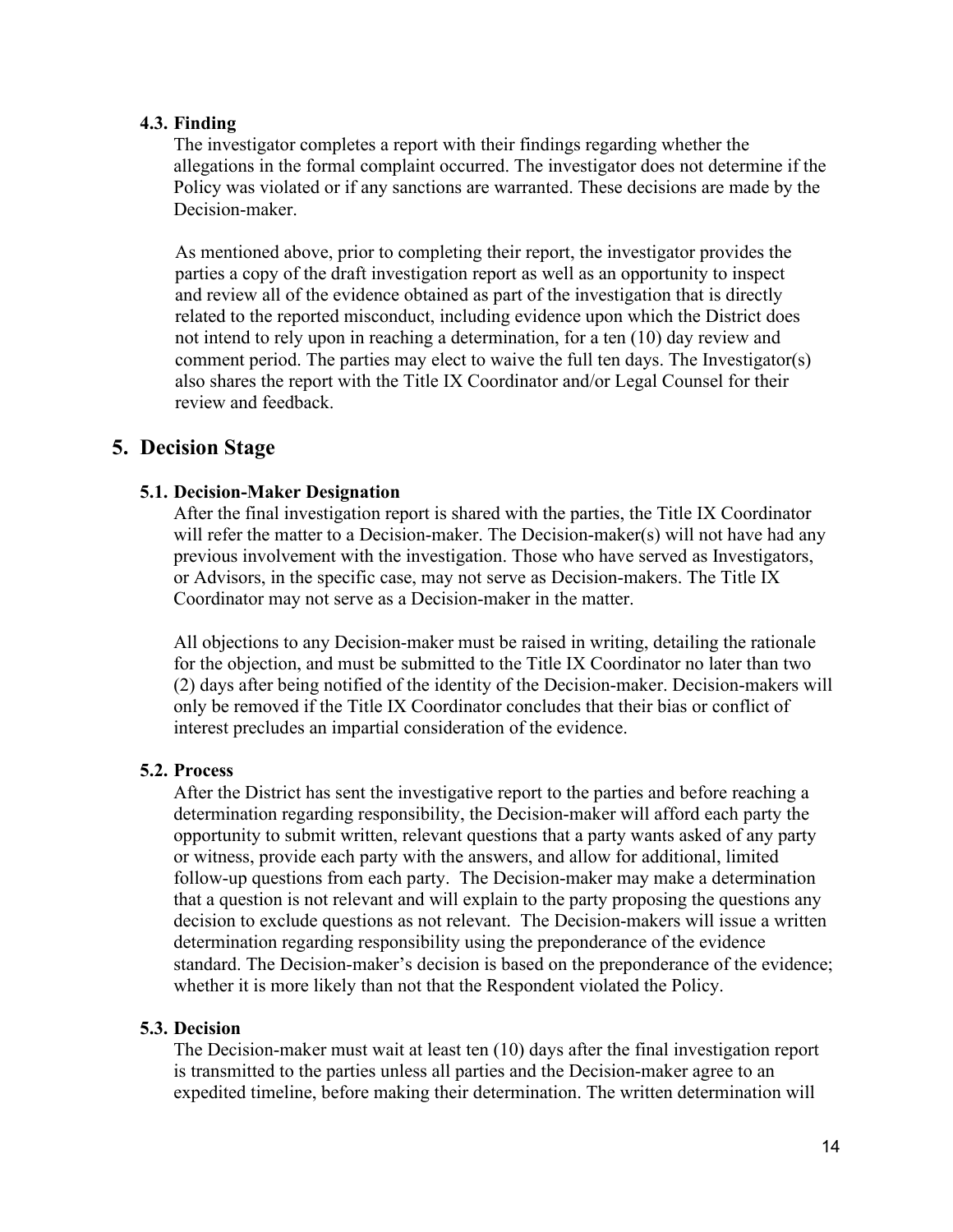### 4.3. Finding

The investigator completes a report with their findings regarding whether the allegations in the formal complaint occurred. The investigator does not determine if the Policy was violated or if any sanctions are warranted. These decisions are made by the Decision-maker.

As mentioned above, prior to completing their report, the investigator provides the parties a copy of the draft investigation report as well as an opportunity to inspect and review all of the evidence obtained as part of the investigation that is directly related to the reported misconduct, including evidence upon which the District does not intend to rely upon in reaching a determination, for a ten (10) day review and comment period. The parties may elect to waive the full ten days. The Investigator(s) also shares the report with the Title IX Coordinator and/or Legal Counsel for their review and feedback.

## 5. Decision Stage

### 5.1. Decision-Maker Designation

After the final investigation report is shared with the parties, the Title IX Coordinator will refer the matter to a Decision-maker. The Decision-maker(s) will not have had any previous involvement with the investigation. Those who have served as Investigators, or Advisors, in the specific case, may not serve as Decision-makers. The Title IX Coordinator may not serve as a Decision-maker in the matter.

All objections to any Decision-maker must be raised in writing, detailing the rationale for the objection, and must be submitted to the Title IX Coordinator no later than two (2) days after being notified of the identity of the Decision-maker. Decision-makers will only be removed if the Title IX Coordinator concludes that their bias or conflict of interest precludes an impartial consideration of the evidence.

### 5.2. Process

After the District has sent the investigative report to the parties and before reaching a determination regarding responsibility, the Decision-maker will afford each party the opportunity to submit written, relevant questions that a party wants asked of any party or witness, provide each party with the answers, and allow for additional, limited follow-up questions from each party. The Decision-maker may make a determination that a question is not relevant and will explain to the party proposing the questions any decision to exclude questions as not relevant. The Decision-makers will issue a written determination regarding responsibility using the preponderance of the evidence standard. The Decision-maker's decision is based on the preponderance of the evidence; whether it is more likely than not that the Respondent violated the Policy.

### 5.3. Decision

The Decision-maker must wait at least ten (10) days after the final investigation report is transmitted to the parties unless all parties and the Decision-maker agree to an expedited timeline, before making their determination. The written determination will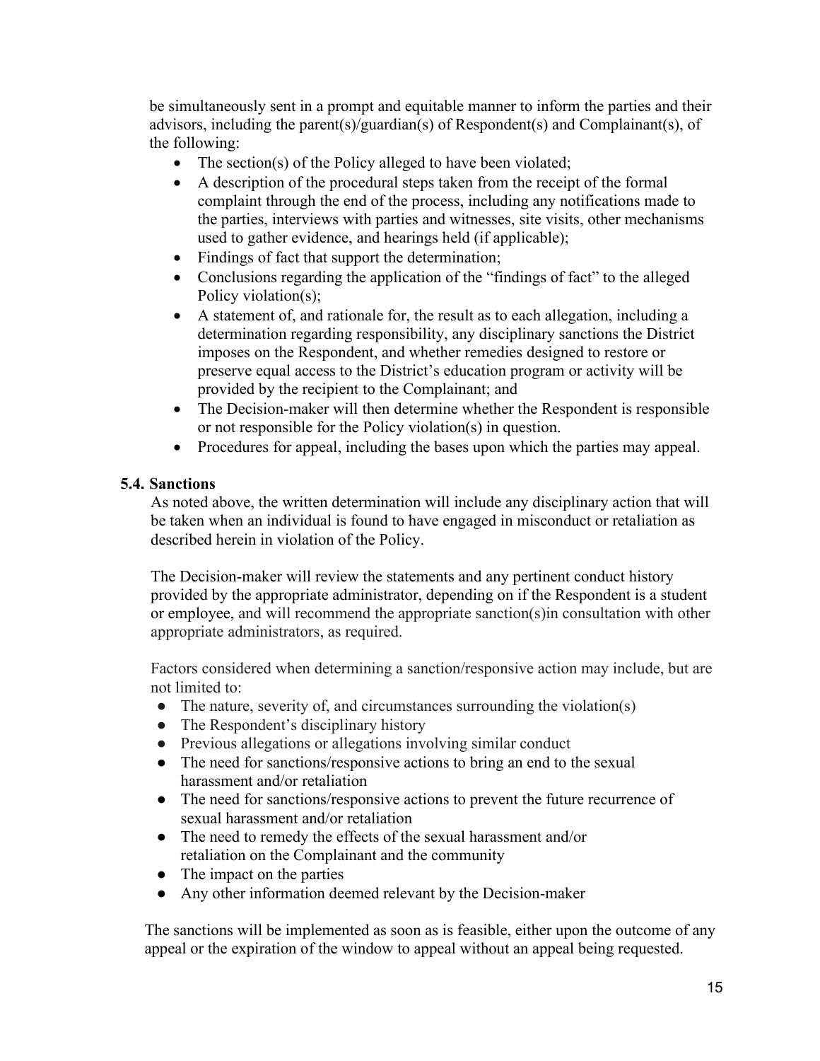be simultaneously sent in a prompt and equitable manner to inform the parties and their advisors, including the parent(s)/guardian(s) of Respondent(s) and Complainant(s), of the following:

- The section(s) of the Policy alleged to have been violated;
- A description of the procedural steps taken from the receipt of the formal complaint through the end of the process, including any notifications made to the parties, interviews with parties and witnesses, site visits, other mechanisms used to gather evidence, and hearings held (if applicable);
- Findings of fact that support the determination;
- Conclusions regarding the application of the "findings of fact" to the alleged Policy violation(s);
- A statement of, and rationale for, the result as to each allegation, including a determination regarding responsibility, any disciplinary sanctions the District imposes on the Respondent, and whether remedies designed to restore or preserve equal access to the District's education program or activity will be provided by the recipient to the Complainant; and
- The Decision-maker will then determine whether the Respondent is responsible or not responsible for the Policy violation(s) in question.
- Procedures for appeal, including the bases upon which the parties may appeal.

### 5.4. Sanctions

As noted above, the written determination will include any disciplinary action that will be taken when an individual is found to have engaged in misconduct or retaliation as described herein in violation of the Policy.

The Decision-maker will review the statements and any pertinent conduct history provided by the appropriate administrator, depending on if the Respondent is a student or employee, and will recommend the appropriate sanction(s)in consultation with other appropriate administrators, as required.

Factors considered when determining a sanction/responsive action may include, but are not limited to:

- The nature, severity of, and circumstances surrounding the violation(s)
- The Respondent's disciplinary history
- Previous allegations or allegations involving similar conduct
- The need for sanctions/responsive actions to bring an end to the sexual harassment and/or retaliation
- The need for sanctions/responsive actions to prevent the future recurrence of sexual harassment and/or retaliation
- The need to remedy the effects of the sexual harassment and/or retaliation on the Complainant and the community
- The impact on the parties
- Any other information deemed relevant by the Decision-maker

The sanctions will be implemented as soon as is feasible, either upon the outcome of any appeal or the expiration of the window to appeal without an appeal being requested.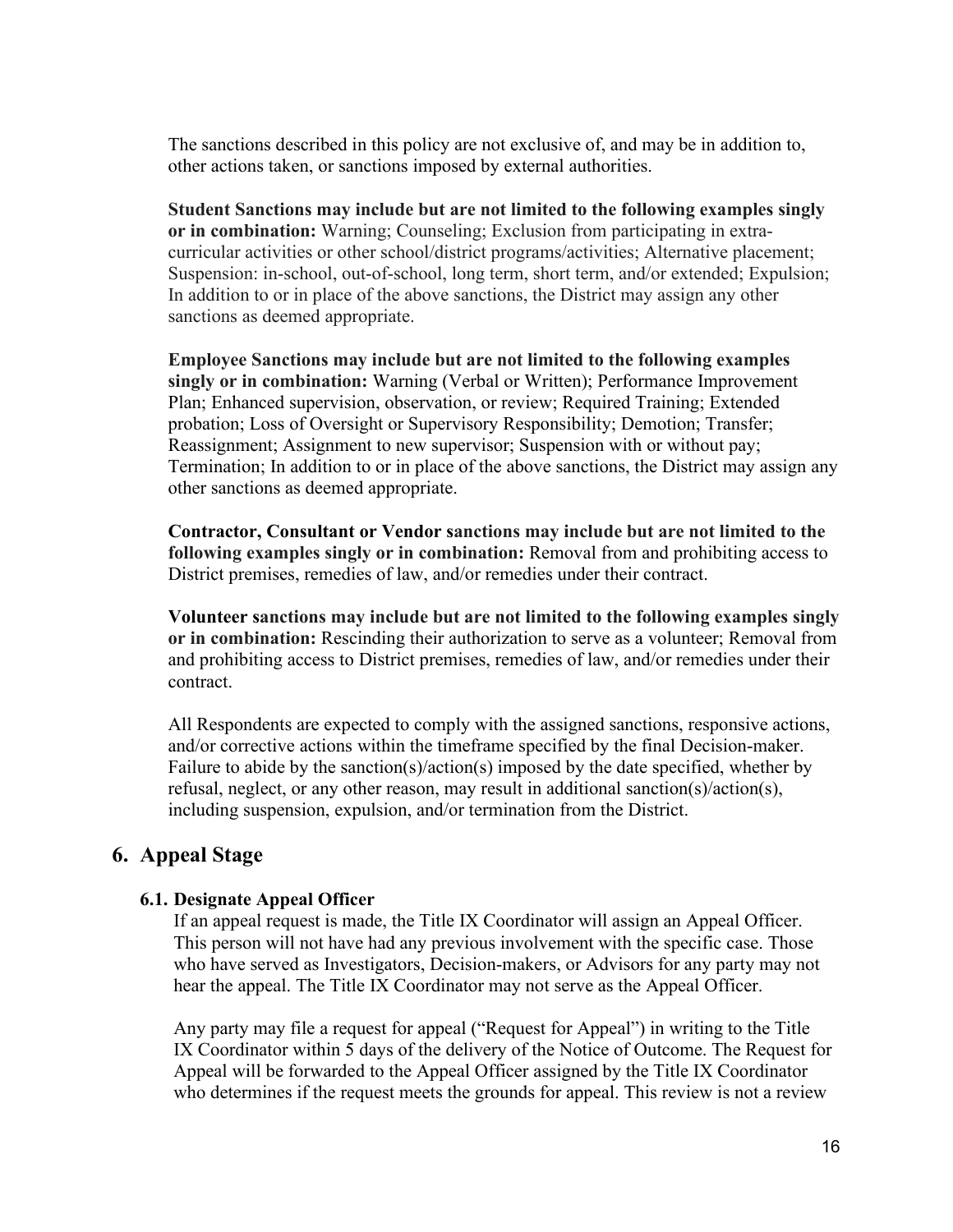The sanctions described in this policy are not exclusive of, and may be in addition to, other actions taken, or sanctions imposed by external authorities.

**Student Sanctions may include but are not limited to the following examples singly or in combination:** Warning; Counseling; Exclusion from participating in extra-curricular activities or other school/district programs/activities; Alternative placement; Suspension: in-school, out-of-school, long term, short term, and/or extended; Expulsion; In addition to or in place of the above sanctions, the District may assign any other sanctions as deemed appropriate.

**Employee Sanctions may include but are not limited to the following examples singly or in combination:** Warning (Verbal or Written); Performance Improvement Plan; Enhanced supervision, observation, or review; Required Training; Extended probation; Loss of Oversight or Supervisory Responsibility; Demotion; Transfer; Reassignment; Assignment to new supervisor; Suspension with or without pay; Termination; In addition to or in place of the above sanctions, the District may assign any other sanctions as deemed appropriate.

**Contractor, Consultant or Vendor sanctions may include but are not limited to the following examples singly or in combination:** Removal from and prohibiting access to District premises, remedies of law, and/or remedies under their contract.

**Volunteer sanctions may include but are not limited to the following examples singly or in combination:** Rescinding their authorization to serve as a volunteer; Removal from and prohibiting access to District premises, remedies of law, and/or remedies under their contract.

All Respondents are expected to comply with the assigned sanctions, responsive actions, and/or corrective actions within the timeframe specified by the final Decision-maker. Failure to abide by the sanction(s)/action(s) imposed by the date specified, whether by refusal, neglect, or any other reason, may result in additional sanction(s)/action(s), including suspension, expulsion, and/or termination from the District.

## 6. Appeal Stage

### 6.1. Designate Appeal Officer

If an appeal request is made, the Title IX Coordinator will assign an Appeal Officer. This person will not have had any previous involvement with the specific case. Those who have served as Investigators, Decision-makers, or Advisors for any party may not hear the appeal. The Title IX Coordinator may not serve as the Appeal Officer.

Any party may file a request for appeal ("Request for Appeal") in writing to the Title IX Coordinator within 5 days of the delivery of the Notice of Outcome. The Request for Appeal will be forwarded to the Appeal Officer assigned by the Title IX Coordinator who determines if the request meets the grounds for appeal. This review is not a review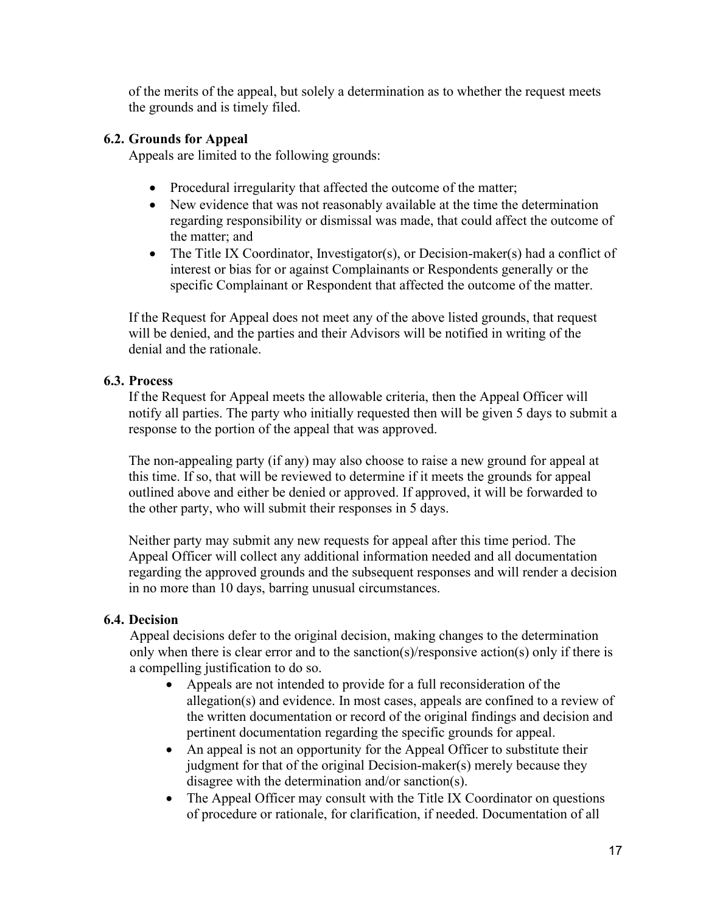of the merits of the appeal, but solely a determination as to whether the request meets the grounds and is timely filed.

### 6.2. Grounds for Appeal

Appeals are limited to the following grounds:

- Procedural irregularity that affected the outcome of the matter;
- New evidence that was not reasonably available at the time the determination regarding responsibility or dismissal was made, that could affect the outcome of the matter; and
- The Title IX Coordinator, Investigator(s), or Decision-maker(s) had a conflict of interest or bias for or against Complainants or Respondents generally or the specific Complainant or Respondent that affected the outcome of the matter.

If the Request for Appeal does not meet any of the above listed grounds, that request will be denied, and the parties and their Advisors will be notified in writing of the denial and the rationale.

### 6.3. Process

If the Request for Appeal meets the allowable criteria, then the Appeal Officer will notify all parties. The party who initially requested then will be given 5 days to submit a response to the portion of the appeal that was approved.

The non-appealing party (if any) may also choose to raise a new ground for appeal at this time. If so, that will be reviewed to determine if it meets the grounds for appeal outlined above and either be denied or approved. If approved, it will be forwarded to the other party, who will submit their responses in 5 days.

Neither party may submit any new requests for appeal after this time period. The Appeal Officer will collect any additional information needed and all documentation regarding the approved grounds and the subsequent responses and will render a decision in no more than 10 days, barring unusual circumstances.

### 6.4. Decision

Appeal decisions defer to the original decision, making changes to the determination only when there is clear error and to the sanction(s)/responsive action(s) only if there is a compelling justification to do so.

- Appeals are not intended to provide for a full reconsideration of the allegation(s) and evidence. In most cases, appeals are confined to a review of the written documentation or record of the original findings and decision and pertinent documentation regarding the specific grounds for appeal.
- An appeal is not an opportunity for the Appeal Officer to substitute their judgment for that of the original Decision-maker(s) merely because they disagree with the determination and/or sanction(s).
- The Appeal Officer may consult with the Title IX Coordinator on questions of procedure or rationale, for clarification, if needed. Documentation of all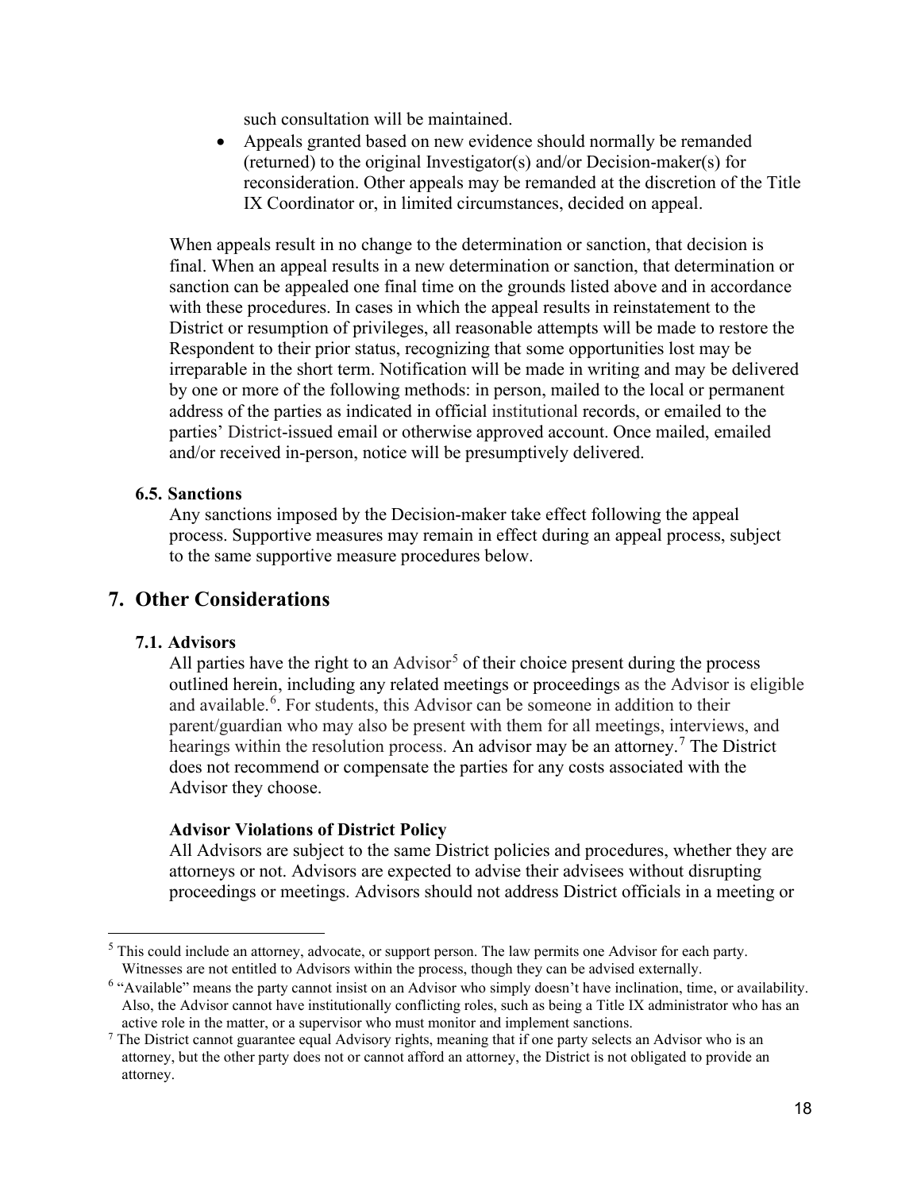such consultation will be maintained.

- Appeals granted based on new evidence should normally be remanded (returned) to the original Investigator(s) and/or Decision-maker(s) for reconsideration. Other appeals may be remanded at the discretion of the Title IX Coordinator or, in limited circumstances, decided on appeal.

When appeals result in no change to the determination or sanction, that decision is final. When an appeal results in a new determination or sanction, that determination or sanction can be appealed one final time on the grounds listed above and in accordance with these procedures. In cases in which the appeal results in reinstatement to the District or resumption of privileges, all reasonable attempts will be made to restore the Respondent to their prior status, recognizing that some opportunities lost may be irreparable in the short term. Notification will be made in writing and may be delivered by one or more of the following methods: in person, mailed to the local or permanent address of the parties as indicated in official institutional records, or emailed to the parties' District-issued email or otherwise approved account. Once mailed, emailed and/or received in-person, notice will be presumptively delivered.

### 6.5. Sanctions

Any sanctions imposed by the Decision-maker take effect following the appeal process. Supportive measures may remain in effect during an appeal process, subject to the same supportive measure procedures below.

## 7. Other Considerations

### 7.1. Advisors

All parties have the right to an Advisor[5] of their choice present during the process outlined herein, including any related meetings or proceedings as the Advisor is eligible and available.[6]. For students, this Advisor can be someone in addition to their parent/guardian who may also be present with them for all meetings, interviews, and hearings within the resolution process. An advisor may be an attorney.[7] The District does not recommend or compensate the parties for any costs associated with the Advisor they choose.

**Advisor Violations of District Policy**

All Advisors are subject to the same District policies and procedures, whether they are attorneys or not. Advisors are expected to advise their advisees without disrupting proceedings or meetings. Advisors should not address District officials in a meeting or

[5] This could include an attorney, advocate, or support person. The law permits one Advisor for each party. Witnesses are not entitled to Advisors within the process, though they can be advised externally.

[6] "Available" means the party cannot insist on an Advisor who simply doesn't have inclination, time, or availability. Also, the Advisor cannot have institutionally conflicting roles, such as being a Title IX administrator who has an active role in the matter, or a supervisor who must monitor and implement sanctions.

[7] The District cannot guarantee equal Advisory rights, meaning that if one party selects an Advisor who is an attorney, but the other party does not or cannot afford an attorney, the District is not obligated to provide an attorney.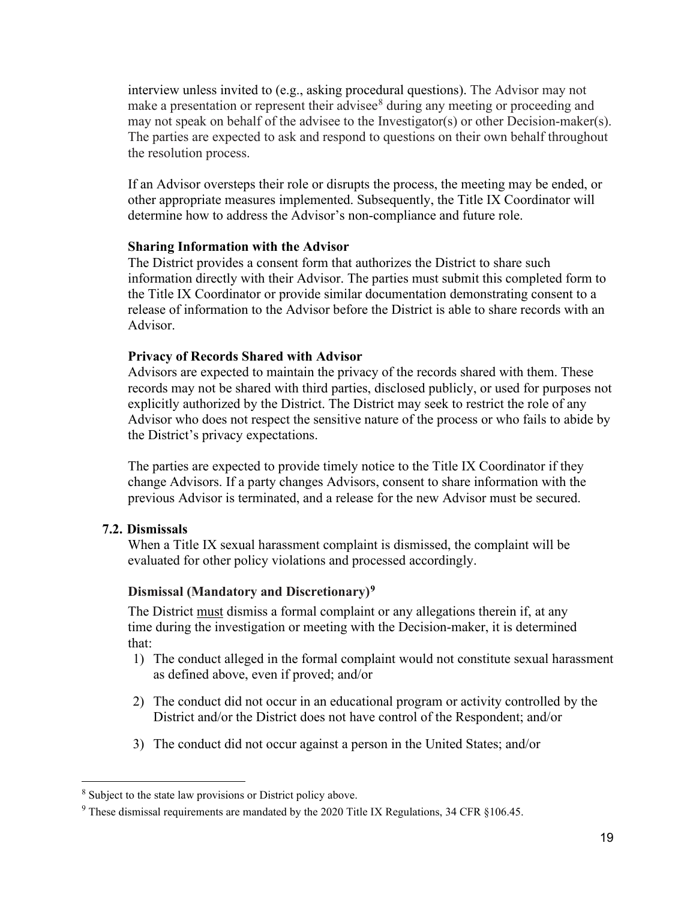interview unless invited to (e.g., asking procedural questions). The Advisor may not make a presentation or represent their advisee[8] during any meeting or proceeding and may not speak on behalf of the advisee to the Investigator(s) or other Decision-maker(s). The parties are expected to ask and respond to questions on their own behalf throughout the resolution process.

If an Advisor oversteps their role or disrupts the process, the meeting may be ended, or other appropriate measures implemented. Subsequently, the Title IX Coordinator will determine how to address the Advisor's non-compliance and future role.

**Sharing Information with the Advisor**

The District provides a consent form that authorizes the District to share such information directly with their Advisor. The parties must submit this completed form to the Title IX Coordinator or provide similar documentation demonstrating consent to a release of information to the Advisor before the District is able to share records with an Advisor.

**Privacy of Records Shared with Advisor**

Advisors are expected to maintain the privacy of the records shared with them. These records may not be shared with third parties, disclosed publicly, or used for purposes not explicitly authorized by the District. The District may seek to restrict the role of any Advisor who does not respect the sensitive nature of the process or who fails to abide by the District's privacy expectations.

The parties are expected to provide timely notice to the Title IX Coordinator if they change Advisors. If a party changes Advisors, consent to share information with the previous Advisor is terminated, and a release for the new Advisor must be secured.

### 7.2. Dismissals

When a Title IX sexual harassment complaint is dismissed, the complaint will be evaluated for other policy violations and processed accordingly.

**Dismissal (Mandatory and Discretionary)[9]**

The District <u>must</u> dismiss a formal complaint or any allegations therein if, at any time during the investigation or meeting with the Decision-maker, it is determined that:

1) The conduct alleged in the formal complaint would not constitute sexual harassment as defined above, even if proved; and/or
2) The conduct did not occur in an educational program or activity controlled by the District and/or the District does not have control of the Respondent; and/or
3) The conduct did not occur against a person in the United States; and/or

[8] Subject to the state law provisions or District policy above.

[9] These dismissal requirements are mandated by the 2020 Title IX Regulations, 34 CFR §106.45.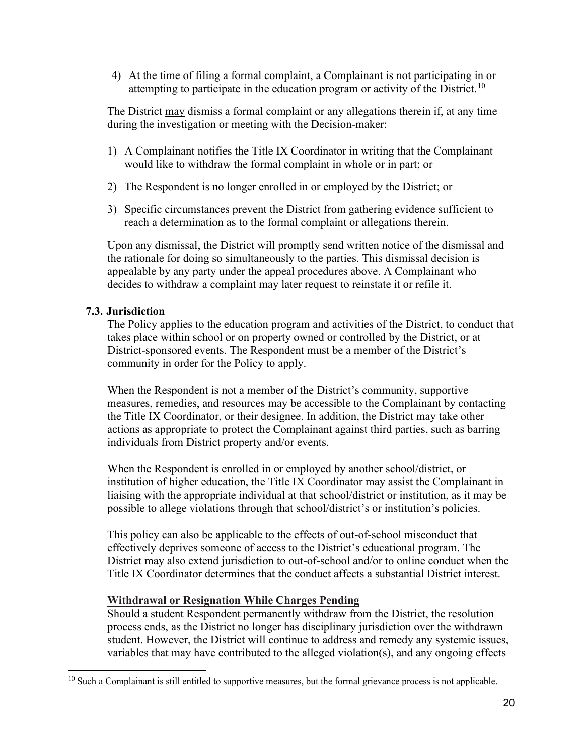4) At the time of filing a formal complaint, a Complainant is not participating in or attempting to participate in the education program or activity of the District.[10]

The District may dismiss a formal complaint or any allegations therein if, at any time during the investigation or meeting with the Decision-maker:

1) A Complainant notifies the Title IX Coordinator in writing that the Complainant would like to withdraw the formal complaint in whole or in part; or

2) The Respondent is no longer enrolled in or employed by the District; or

3) Specific circumstances prevent the District from gathering evidence sufficient to reach a determination as to the formal complaint or allegations therein.

Upon any dismissal, the District will promptly send written notice of the dismissal and the rationale for doing so simultaneously to the parties. This dismissal decision is appealable by any party under the appeal procedures above. A Complainant who decides to withdraw a complaint may later request to reinstate it or refile it.

### 7.3. Jurisdiction

The Policy applies to the education program and activities of the District, to conduct that takes place within school or on property owned or controlled by the District, or at District-sponsored events. The Respondent must be a member of the District's community in order for the Policy to apply.

When the Respondent is not a member of the District's community, supportive measures, remedies, and resources may be accessible to the Complainant by contacting the Title IX Coordinator, or their designee. In addition, the District may take other actions as appropriate to protect the Complainant against third parties, such as barring individuals from District property and/or events.

When the Respondent is enrolled in or employed by another school/district, or institution of higher education, the Title IX Coordinator may assist the Complainant in liaising with the appropriate individual at that school/district or institution, as it may be possible to allege violations through that school/district's or institution's policies.

This policy can also be applicable to the effects of out-of-school misconduct that effectively deprives someone of access to the District's educational program. The District may also extend jurisdiction to out-of-school and/or to online conduct when the Title IX Coordinator determines that the conduct affects a substantial District interest.

**Withdrawal or Resignation While Charges Pending**

Should a student Respondent permanently withdraw from the District, the resolution process ends, as the District no longer has disciplinary jurisdiction over the withdrawn student. However, the District will continue to address and remedy any systemic issues, variables that may have contributed to the alleged violation(s), and any ongoing effects

---

[10] Such a Complainant is still entitled to supportive measures, but the formal grievance process is not applicable.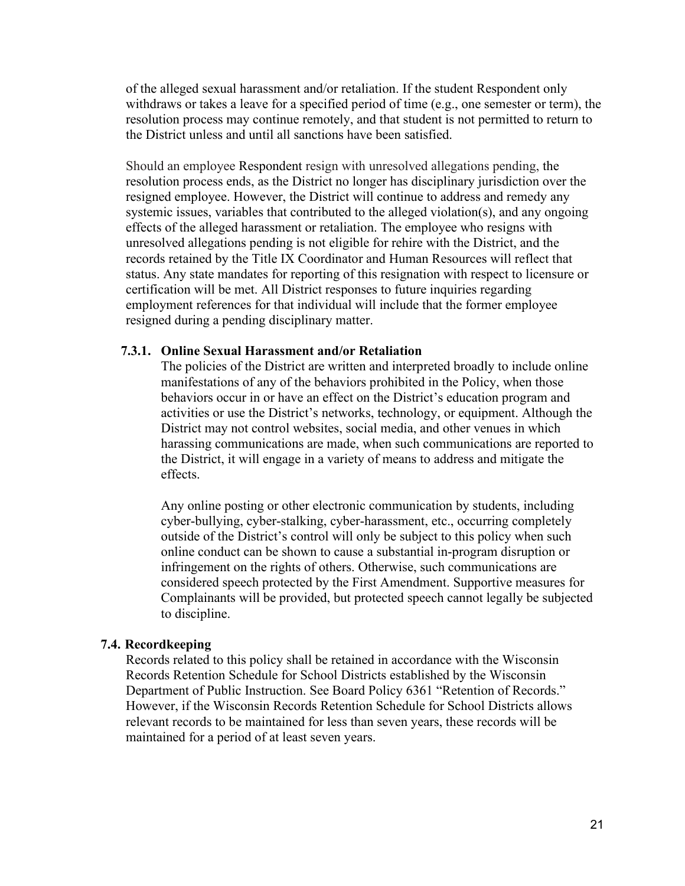of the alleged sexual harassment and/or retaliation. If the student Respondent only withdraws or takes a leave for a specified period of time (e.g., one semester or term), the resolution process may continue remotely, and that student is not permitted to return to the District unless and until all sanctions have been satisfied.

Should an employee Respondent resign with unresolved allegations pending, the resolution process ends, as the District no longer has disciplinary jurisdiction over the resigned employee. However, the District will continue to address and remedy any systemic issues, variables that contributed to the alleged violation(s), and any ongoing effects of the alleged harassment or retaliation. The employee who resigns with unresolved allegations pending is not eligible for rehire with the District, and the records retained by the Title IX Coordinator and Human Resources will reflect that status. Any state mandates for reporting of this resignation with respect to licensure or certification will be met. All District responses to future inquiries regarding employment references for that individual will include that the former employee resigned during a pending disciplinary matter.

#### 7.3.1. Online Sexual Harassment and/or Retaliation

The policies of the District are written and interpreted broadly to include online manifestations of any of the behaviors prohibited in the Policy, when those behaviors occur in or have an effect on the District's education program and activities or use the District's networks, technology, or equipment. Although the District may not control websites, social media, and other venues in which harassing communications are made, when such communications are reported to the District, it will engage in a variety of means to address and mitigate the effects.

Any online posting or other electronic communication by students, including cyber-bullying, cyber-stalking, cyber-harassment, etc., occurring completely outside of the District's control will only be subject to this policy when such online conduct can be shown to cause a substantial in-program disruption or infringement on the rights of others. Otherwise, such communications are considered speech protected by the First Amendment. Supportive measures for Complainants will be provided, but protected speech cannot legally be subjected to discipline.

### 7.4. Recordkeeping

Records related to this policy shall be retained in accordance with the Wisconsin Records Retention Schedule for School Districts established by the Wisconsin Department of Public Instruction. See Board Policy 6361 "Retention of Records." However, if the Wisconsin Records Retention Schedule for School Districts allows relevant records to be maintained for less than seven years, these records will be maintained for a period of at least seven years.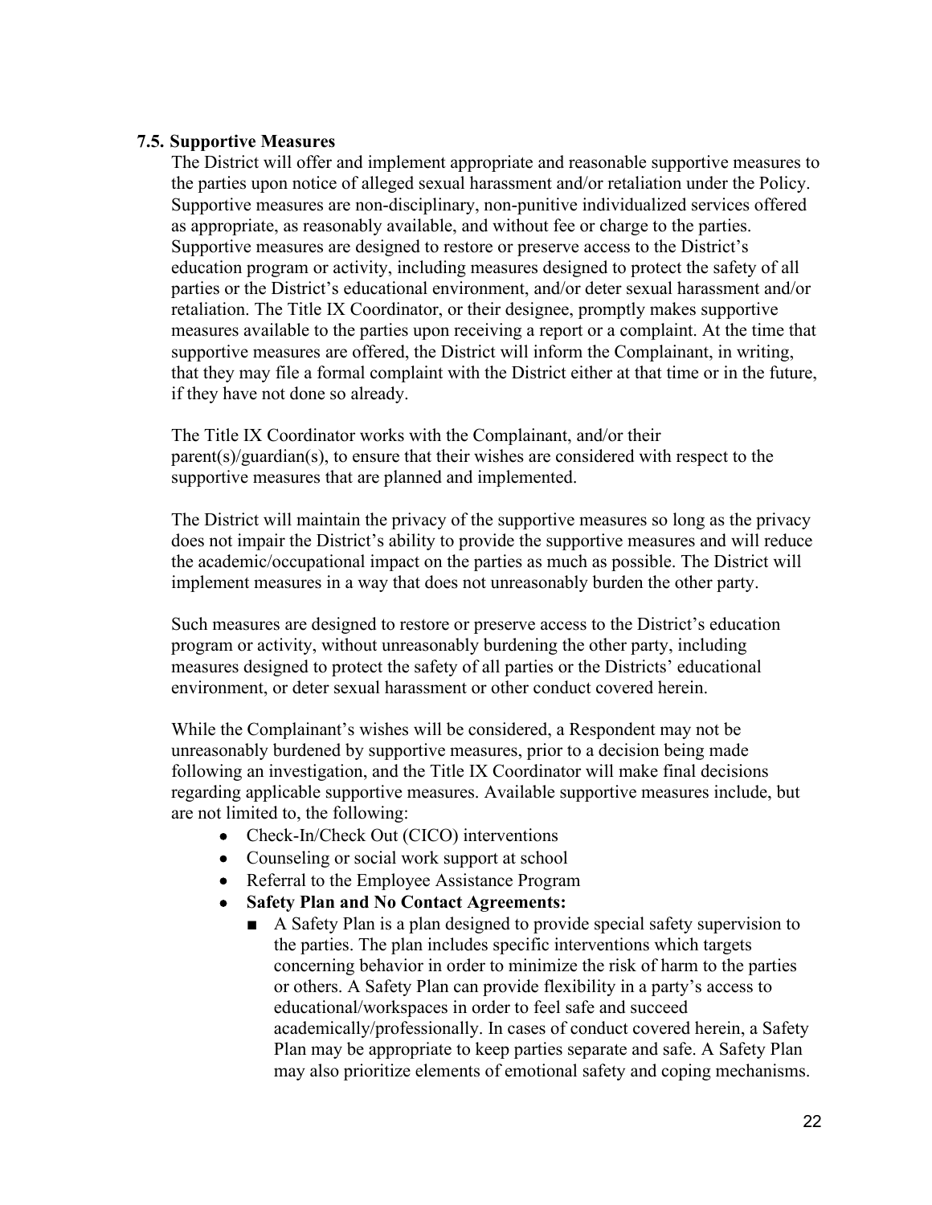### 7.5. Supportive Measures

The District will offer and implement appropriate and reasonable supportive measures to the parties upon notice of alleged sexual harassment and/or retaliation under the Policy. Supportive measures are non-disciplinary, non-punitive individualized services offered as appropriate, as reasonably available, and without fee or charge to the parties. Supportive measures are designed to restore or preserve access to the District's education program or activity, including measures designed to protect the safety of all parties or the District's educational environment, and/or deter sexual harassment and/or retaliation. The Title IX Coordinator, or their designee, promptly makes supportive measures available to the parties upon receiving a report or a complaint. At the time that supportive measures are offered, the District will inform the Complainant, in writing, that they may file a formal complaint with the District either at that time or in the future, if they have not done so already.

The Title IX Coordinator works with the Complainant, and/or their parent(s)/guardian(s), to ensure that their wishes are considered with respect to the supportive measures that are planned and implemented.

The District will maintain the privacy of the supportive measures so long as the privacy does not impair the District's ability to provide the supportive measures and will reduce the academic/occupational impact on the parties as much as possible. The District will implement measures in a way that does not unreasonably burden the other party.

Such measures are designed to restore or preserve access to the District's education program or activity, without unreasonably burdening the other party, including measures designed to protect the safety of all parties or the Districts' educational environment, or deter sexual harassment or other conduct covered herein.

While the Complainant's wishes will be considered, a Respondent may not be unreasonably burdened by supportive measures, prior to a decision being made following an investigation, and the Title IX Coordinator will make final decisions regarding applicable supportive measures. Available supportive measures include, but are not limited to, the following:

- Check-In/Check Out (CICO) interventions
- Counseling or social work support at school
- Referral to the Employee Assistance Program
- **Safety Plan and No Contact Agreements:**
  - A Safety Plan is a plan designed to provide special safety supervision to the parties. The plan includes specific interventions which targets concerning behavior in order to minimize the risk of harm to the parties or others. A Safety Plan can provide flexibility in a party's access to educational/workspaces in order to feel safe and succeed academically/professionally. In cases of conduct covered herein, a Safety Plan may be appropriate to keep parties separate and safe. A Safety Plan may also prioritize elements of emotional safety and coping mechanisms.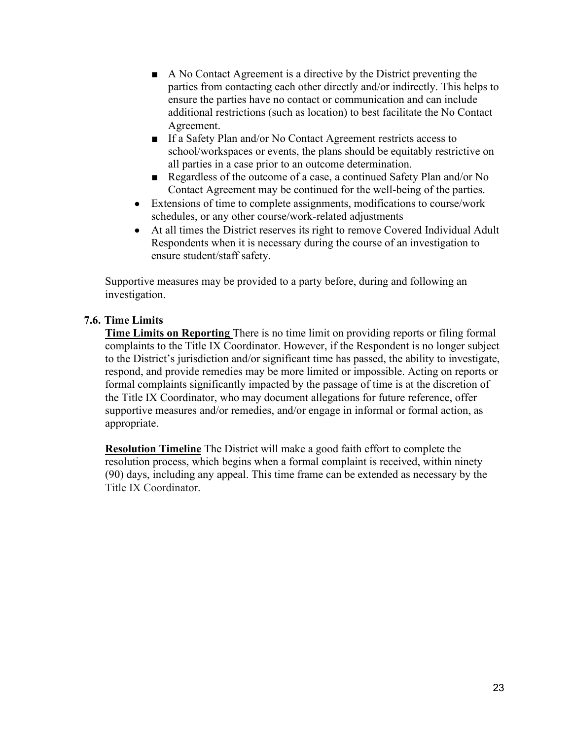- A No Contact Agreement is a directive by the District preventing the parties from contacting each other directly and/or indirectly. This helps to ensure the parties have no contact or communication and can include additional restrictions (such as location) to best facilitate the No Contact Agreement.
    - If a Safety Plan and/or No Contact Agreement restricts access to school/workspaces or events, the plans should be equitably restrictive on all parties in a case prior to an outcome determination.
    - Regardless of the outcome of a case, a continued Safety Plan and/or No Contact Agreement may be continued for the well-being of the parties.
- Extensions of time to complete assignments, modifications to course/work schedules, or any other course/work-related adjustments
- At all times the District reserves its right to remove Covered Individual Adult Respondents when it is necessary during the course of an investigation to ensure student/staff safety.

Supportive measures may be provided to a party before, during and following an investigation.

### 7.6. Time Limits

**Time Limits on Reporting** There is no time limit on providing reports or filing formal complaints to the Title IX Coordinator. However, if the Respondent is no longer subject to the District's jurisdiction and/or significant time has passed, the ability to investigate, respond, and provide remedies may be more limited or impossible. Acting on reports or formal complaints significantly impacted by the passage of time is at the discretion of the Title IX Coordinator, who may document allegations for future reference, offer supportive measures and/or remedies, and/or engage in informal or formal action, as appropriate.

**Resolution Timeline** The District will make a good faith effort to complete the resolution process, which begins when a formal complaint is received, within ninety (90) days, including any appeal. This time frame can be extended as necessary by the Title IX Coordinator.